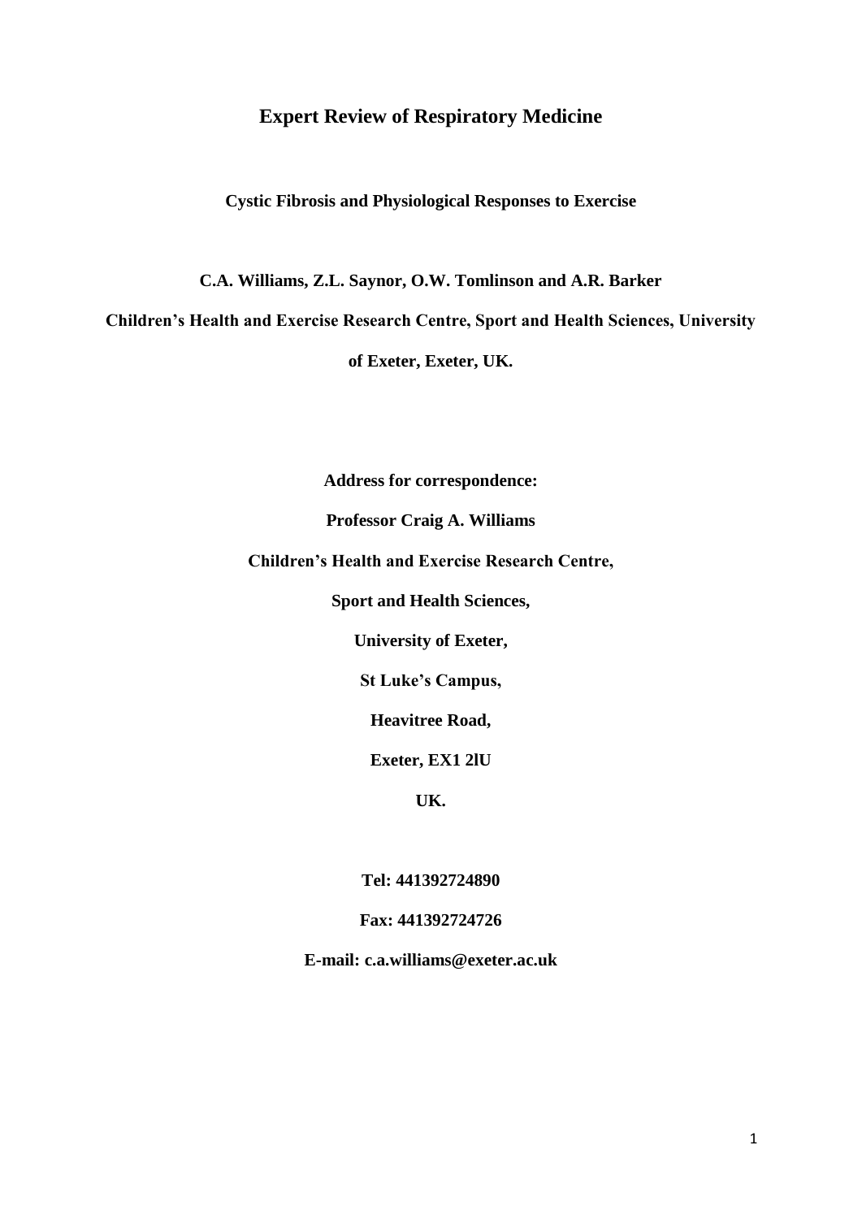# Expert Review of Respiratory Medicine

**Cystic Fibrosis and Physiological Responses to Exercise**

**C.A. Williams, Z.L. Saynor, O.W. Tomlinson and A.R. Barker**

**Children's Health and Exercise Research Centre, Sport and Health Sciences, University of Exeter, Exeter, UK.**

**Address for correspondence:**

**Professor Craig A. Williams**

**Children's Health and Exercise Research Centre,**

**Sport and Health Sciences,**

**University of Exeter,**

**St Luke's Campus,**

**Heavitree Road,**

**Exeter, EX1 2lU**

**UK.**

**Tel: 441392724890**

**Fax: 441392724726**

**E-mail: c.a.williams@exeter.ac.uk**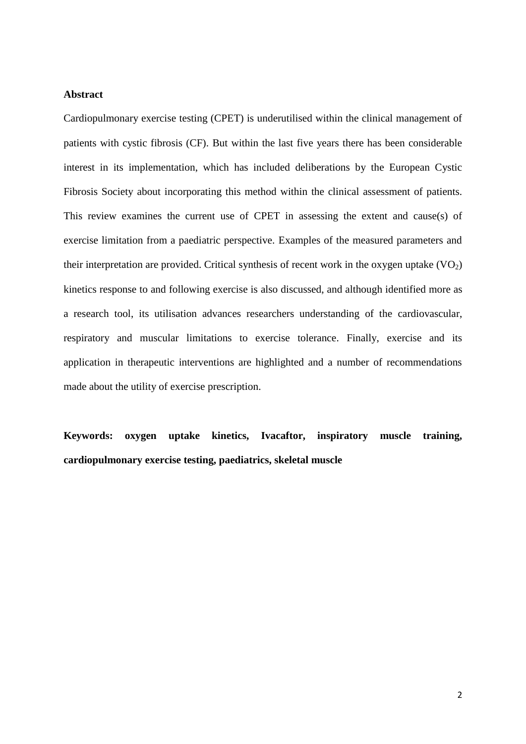**Abstract**

Cardiopulmonary exercise testing (CPET) is underutilised within the clinical management of patients with cystic fibrosis (CF). But within the last five years there has been considerable interest in its implementation, which has included deliberations by the European Cystic Fibrosis Society about incorporating this method within the clinical assessment of patients. This review examines the current use of CPET in assessing the extent and cause(s) of exercise limitation from a paediatric perspective. Examples of the measured parameters and their interpretation are provided. Critical synthesis of recent work in the oxygen uptake ($VO_2$) kinetics response to and following exercise is also discussed, and although identified more as a research tool, its utilisation advances researchers understanding of the cardiovascular, respiratory and muscular limitations to exercise tolerance. Finally, exercise and its application in therapeutic interventions are highlighted and a number of recommendations made about the utility of exercise prescription.

**Keywords: oxygen uptake kinetics, Ivacaftor, inspiratory muscle training, cardiopulmonary exercise testing, paediatrics, skeletal muscle**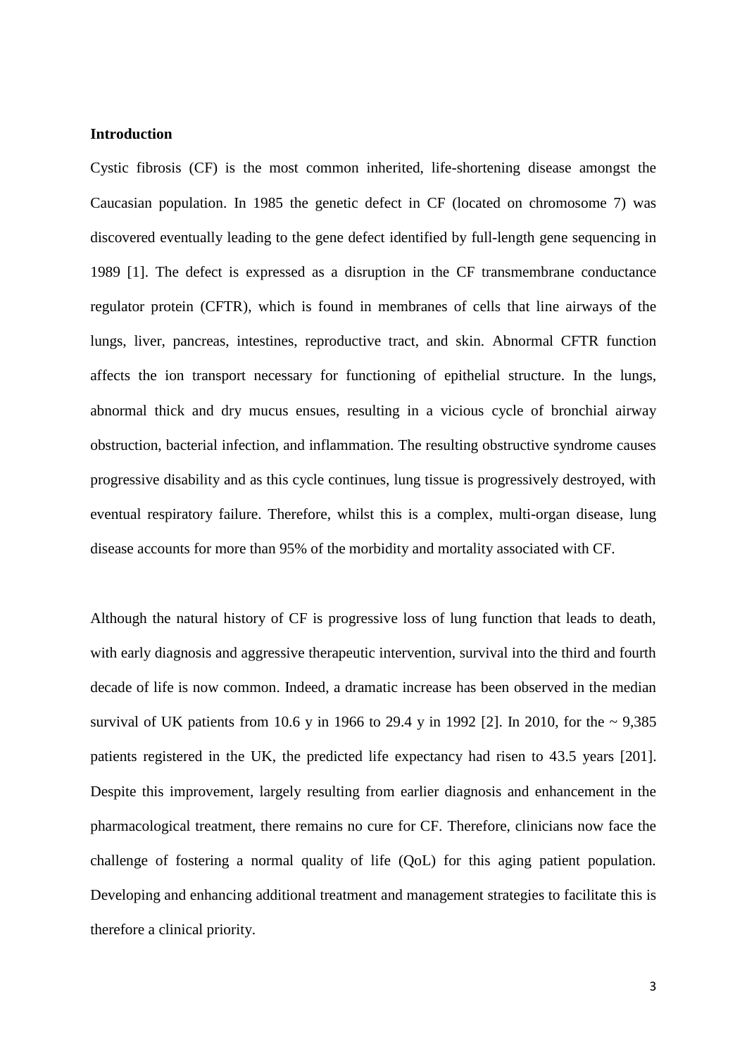**Introduction**

Cystic fibrosis (CF) is the most common inherited, life-shortening disease amongst the Caucasian population. In 1985 the genetic defect in CF (located on chromosome 7) was discovered eventually leading to the gene defect identified by full-length gene sequencing in 1989 [1]. The defect is expressed as a disruption in the CF transmembrane conductance regulator protein (CFTR), which is found in membranes of cells that line airways of the lungs, liver, pancreas, intestines, reproductive tract, and skin. Abnormal CFTR function affects the ion transport necessary for functioning of epithelial structure. In the lungs, abnormal thick and dry mucus ensues, resulting in a vicious cycle of bronchial airway obstruction, bacterial infection, and inflammation. The resulting obstructive syndrome causes progressive disability and as this cycle continues, lung tissue is progressively destroyed, with eventual respiratory failure. Therefore, whilst this is a complex, multi-organ disease, lung disease accounts for more than 95% of the morbidity and mortality associated with CF.

Although the natural history of CF is progressive loss of lung function that leads to death, with early diagnosis and aggressive therapeutic intervention, survival into the third and fourth decade of life is now common. Indeed, a dramatic increase has been observed in the median survival of UK patients from 10.6 y in 1966 to 29.4 y in 1992 [2]. In 2010, for the ~ 9,385 patients registered in the UK, the predicted life expectancy had risen to 43.5 years [201]. Despite this improvement, largely resulting from earlier diagnosis and enhancement in the pharmacological treatment, there remains no cure for CF. Therefore, clinicians now face the challenge of fostering a normal quality of life (QoL) for this aging patient population. Developing and enhancing additional treatment and management strategies to facilitate this is therefore a clinical priority.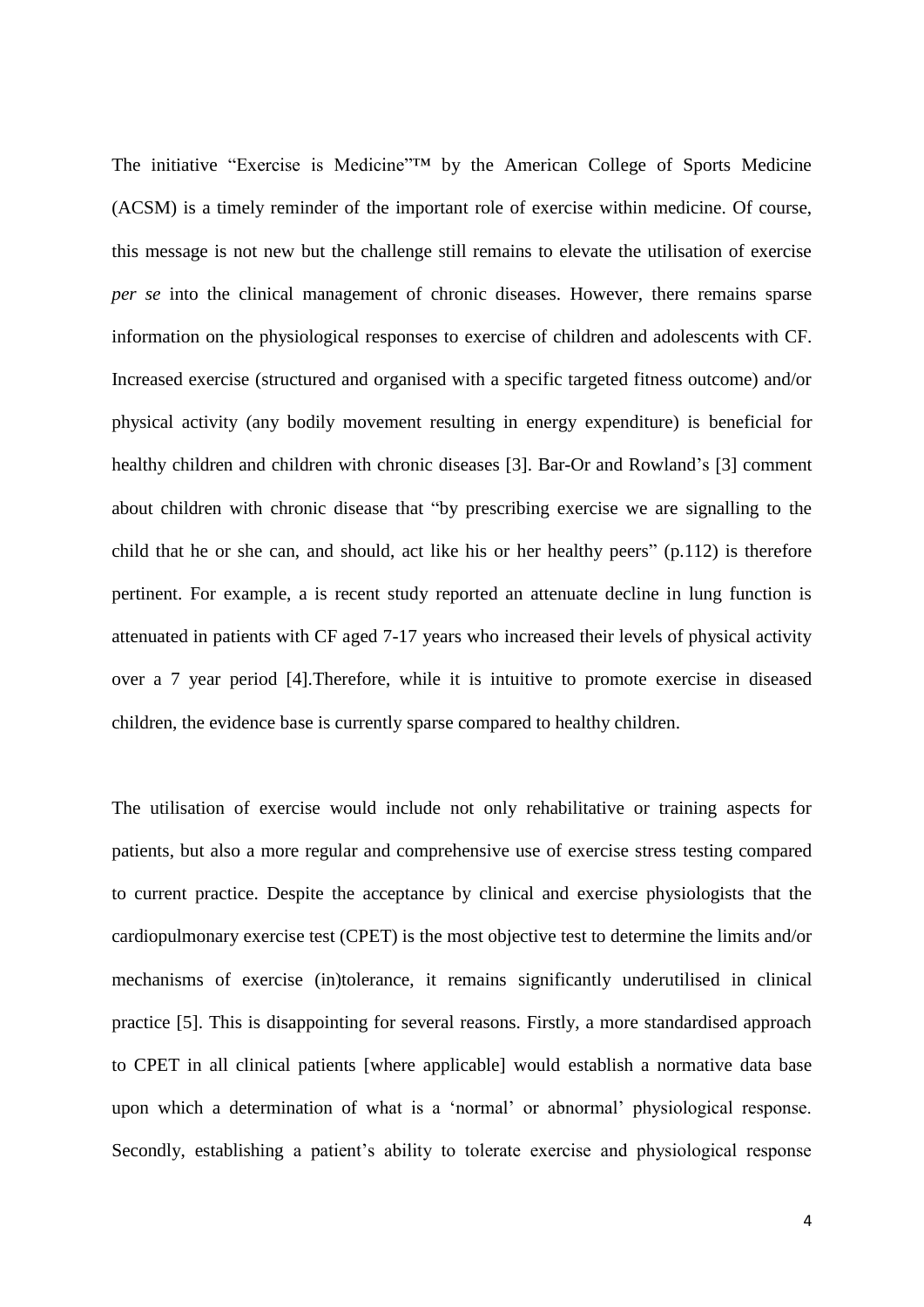The initiative "Exercise is Medicine"™ by the American College of Sports Medicine (ACSM) is a timely reminder of the important role of exercise within medicine. Of course, this message is not new but the challenge still remains to elevate the utilisation of exercise *per se* into the clinical management of chronic diseases. However, there remains sparse information on the physiological responses to exercise of children and adolescents with CF. Increased exercise (structured and organised with a specific targeted fitness outcome) and/or physical activity (any bodily movement resulting in energy expenditure) is beneficial for healthy children and children with chronic diseases [3]. Bar-Or and Rowland's [3] comment about children with chronic disease that "by prescribing exercise we are signalling to the child that he or she can, and should, act like his or her healthy peers" (p.112) is therefore pertinent. For example, a is recent study reported an attenuate decline in lung function is attenuated in patients with CF aged 7-17 years who increased their levels of physical activity over a 7 year period [4].Therefore, while it is intuitive to promote exercise in diseased children, the evidence base is currently sparse compared to healthy children.

The utilisation of exercise would include not only rehabilitative or training aspects for patients, but also a more regular and comprehensive use of exercise stress testing compared to current practice. Despite the acceptance by clinical and exercise physiologists that the cardiopulmonary exercise test (CPET) is the most objective test to determine the limits and/or mechanisms of exercise (in)tolerance, it remains significantly underutilised in clinical practice [5]. This is disappointing for several reasons. Firstly, a more standardised approach to CPET in all clinical patients [where applicable] would establish a normative data base upon which a determination of what is a 'normal' or abnormal' physiological response. Secondly, establishing a patient's ability to tolerate exercise and physiological response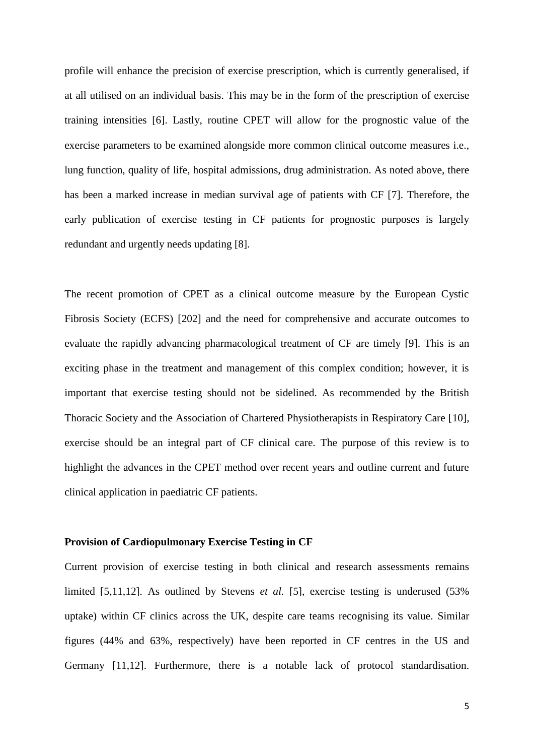profile will enhance the precision of exercise prescription, which is currently generalised, if at all utilised on an individual basis. This may be in the form of the prescription of exercise training intensities [6]. Lastly, routine CPET will allow for the prognostic value of the exercise parameters to be examined alongside more common clinical outcome measures i.e., lung function, quality of life, hospital admissions, drug administration. As noted above, there has been a marked increase in median survival age of patients with CF [7]. Therefore, the early publication of exercise testing in CF patients for prognostic purposes is largely redundant and urgently needs updating [8].

The recent promotion of CPET as a clinical outcome measure by the European Cystic Fibrosis Society (ECFS) [202] and the need for comprehensive and accurate outcomes to evaluate the rapidly advancing pharmacological treatment of CF are timely [9]. This is an exciting phase in the treatment and management of this complex condition; however, it is important that exercise testing should not be sidelined. As recommended by the British Thoracic Society and the Association of Chartered Physiotherapists in Respiratory Care [10], exercise should be an integral part of CF clinical care. The purpose of this review is to highlight the advances in the CPET method over recent years and outline current and future clinical application in paediatric CF patients.

**Provision of Cardiopulmonary Exercise Testing in CF**

Current provision of exercise testing in both clinical and research assessments remains limited [5,11,12]. As outlined by Stevens *et al.* [5], exercise testing is underused (53% uptake) within CF clinics across the UK, despite care teams recognising its value. Similar figures (44% and 63%, respectively) have been reported in CF centres in the US and Germany [11,12]. Furthermore, there is a notable lack of protocol standardisation.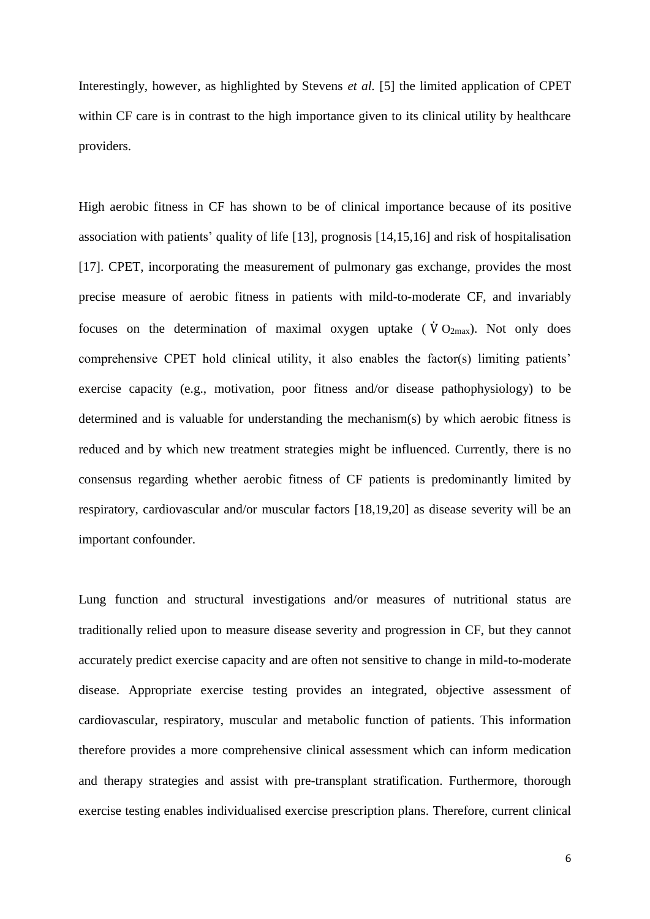Interestingly, however, as highlighted by Stevens *et al.* [5] the limited application of CPET within CF care is in contrast to the high importance given to its clinical utility by healthcare providers.

High aerobic fitness in CF has shown to be of clinical importance because of its positive association with patients' quality of life [13], prognosis [14,15,16] and risk of hospitalisation [17]. CPET, incorporating the measurement of pulmonary gas exchange, provides the most precise measure of aerobic fitness in patients with mild-to-moderate CF, and invariably focuses on the determination of maximal oxygen uptake ($\dot{V}O_{2max}$). Not only does comprehensive CPET hold clinical utility, it also enables the factor(s) limiting patients' exercise capacity (e.g., motivation, poor fitness and/or disease pathophysiology) to be determined and is valuable for understanding the mechanism(s) by which aerobic fitness is reduced and by which new treatment strategies might be influenced. Currently, there is no consensus regarding whether aerobic fitness of CF patients is predominantly limited by respiratory, cardiovascular and/or muscular factors [18,19,20] as disease severity will be an important confounder.

Lung function and structural investigations and/or measures of nutritional status are traditionally relied upon to measure disease severity and progression in CF, but they cannot accurately predict exercise capacity and are often not sensitive to change in mild-to-moderate disease. Appropriate exercise testing provides an integrated, objective assessment of cardiovascular, respiratory, muscular and metabolic function of patients. This information therefore provides a more comprehensive clinical assessment which can inform medication and therapy strategies and assist with pre-transplant stratification. Furthermore, thorough exercise testing enables individualised exercise prescription plans. Therefore, current clinical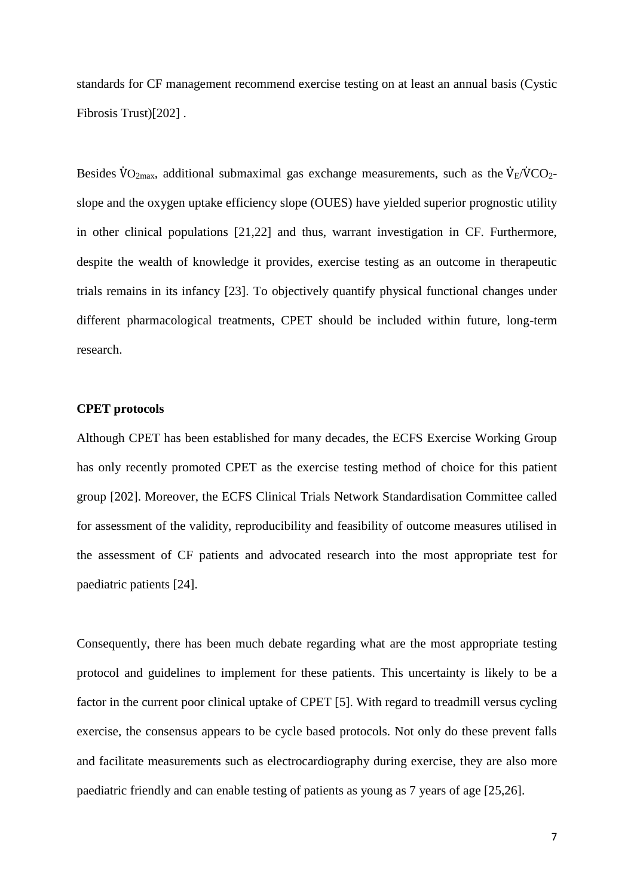standards for CF management recommend exercise testing on at least an annual basis (Cystic Fibrosis Trust)[202] .

Besides $\dot{V}O_{2max}$, additional submaximal gas exchange measurements, such as the $\dot{V}_E/\dot{V}CO_2$-slope and the oxygen uptake efficiency slope (OUES) have yielded superior prognostic utility in other clinical populations [21,22] and thus, warrant investigation in CF. Furthermore, despite the wealth of knowledge it provides, exercise testing as an outcome in therapeutic trials remains in its infancy [23]. To objectively quantify physical functional changes under different pharmacological treatments, CPET should be included within future, long-term research.

**CPET protocols**

Although CPET has been established for many decades, the ECFS Exercise Working Group has only recently promoted CPET as the exercise testing method of choice for this patient group [202]. Moreover, the ECFS Clinical Trials Network Standardisation Committee called for assessment of the validity, reproducibility and feasibility of outcome measures utilised in the assessment of CF patients and advocated research into the most appropriate test for paediatric patients [24].

Consequently, there has been much debate regarding what are the most appropriate testing protocol and guidelines to implement for these patients. This uncertainty is likely to be a factor in the current poor clinical uptake of CPET [5]. With regard to treadmill versus cycling exercise, the consensus appears to be cycle based protocols. Not only do these prevent falls and facilitate measurements such as electrocardiography during exercise, they are also more paediatric friendly and can enable testing of patients as young as 7 years of age [25,26].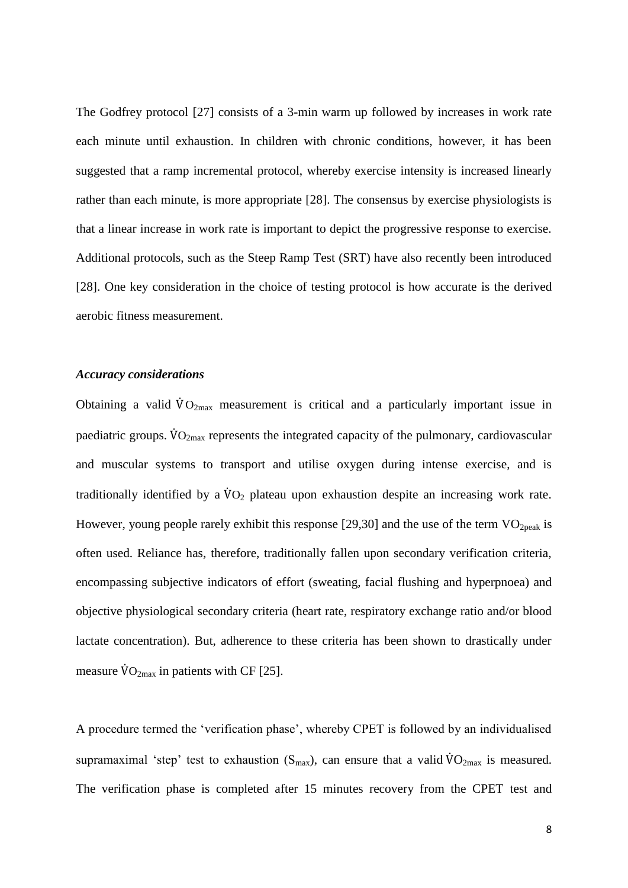The Godfrey protocol [27] consists of a 3-min warm up followed by increases in work rate each minute until exhaustion. In children with chronic conditions, however, it has been suggested that a ramp incremental protocol, whereby exercise intensity is increased linearly rather than each minute, is more appropriate [28]. The consensus by exercise physiologists is that a linear increase in work rate is important to depict the progressive response to exercise. Additional protocols, such as the Steep Ramp Test (SRT) have also recently been introduced [28]. One key consideration in the choice of testing protocol is how accurate is the derived aerobic fitness measurement.

### *Accuracy considerations*

Obtaining a valid $\dot{V}O_{2max}$ measurement is critical and a particularly important issue in paediatric groups. $\dot{V}O_{2max}$ represents the integrated capacity of the pulmonary, cardiovascular and muscular systems to transport and utilise oxygen during intense exercise, and is traditionally identified by a $\dot{V}O_2$ plateau upon exhaustion despite an increasing work rate. However, young people rarely exhibit this response [29,30] and the use of the term $VO_{2peak}$ is often used. Reliance has, therefore, traditionally fallen upon secondary verification criteria, encompassing subjective indicators of effort (sweating, facial flushing and hyperpnoea) and objective physiological secondary criteria (heart rate, respiratory exchange ratio and/or blood lactate concentration). But, adherence to these criteria has been shown to drastically under measure $\dot{V}O_{2max}$ in patients with CF [25].

A procedure termed the 'verification phase', whereby CPET is followed by an individualised supramaximal 'step' test to exhaustion ($S_{max}$), can ensure that a valid $\dot{V}O_{2max}$ is measured. The verification phase is completed after 15 minutes recovery from the CPET test and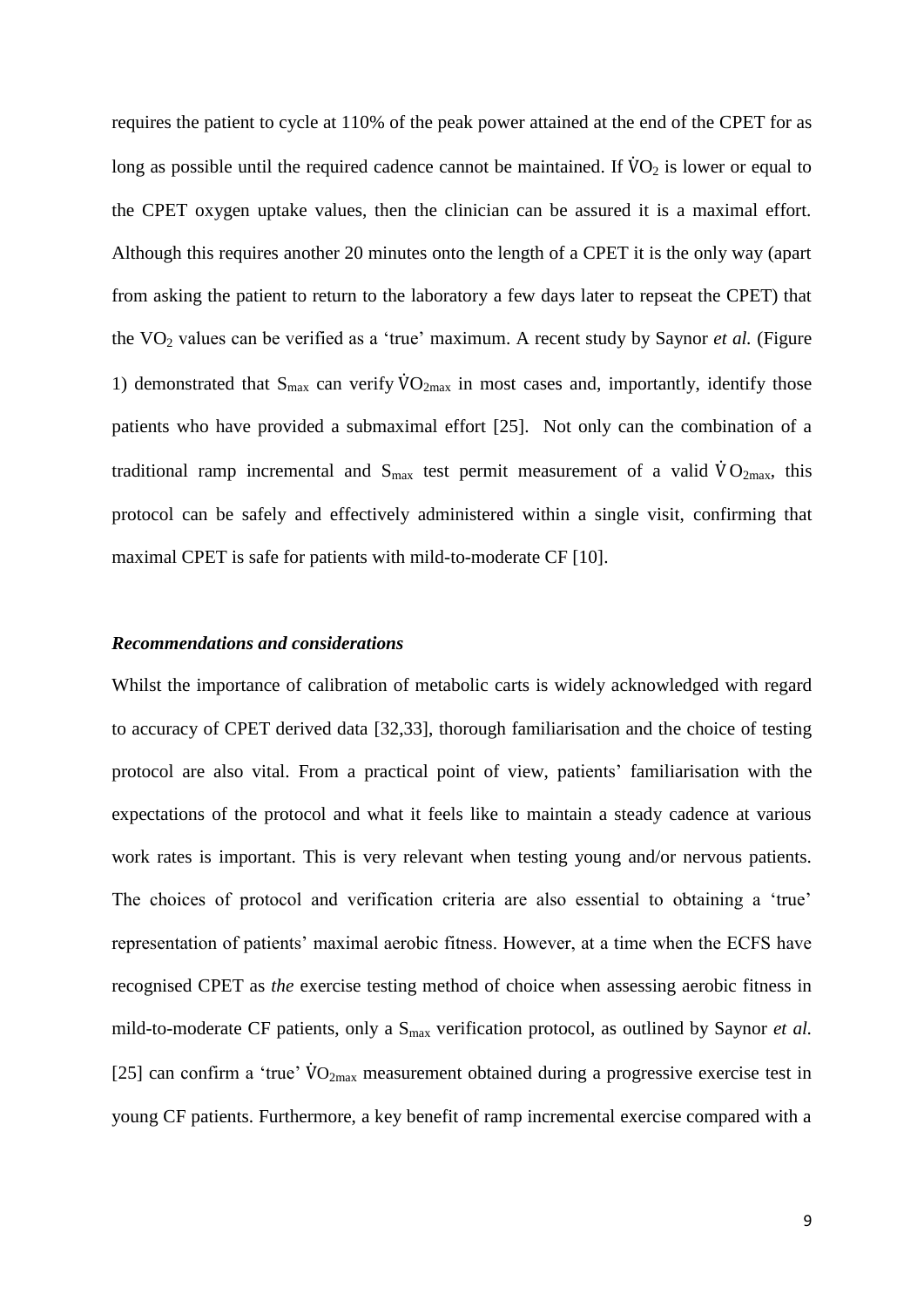requires the patient to cycle at 110% of the peak power attained at the end of the CPET for as long as possible until the required cadence cannot be maintained. If $\dot{V}O_2$ is lower or equal to the CPET oxygen uptake values, then the clinician can be assured it is a maximal effort. Although this requires another 20 minutes onto the length of a CPET it is the only way (apart from asking the patient to return to the laboratory a few days later to repseat the CPET) that the $VO_2$ values can be verified as a 'true' maximum. A recent study by Saynor *et al.* (Figure 1) demonstrated that $S_{max}$ can verify $\dot{V}O_{2max}$ in most cases and, importantly, identify those patients who have provided a submaximal effort [25]. Not only can the combination of a traditional ramp incremental and $S_{max}$ test permit measurement of a valid $\dot{V}O_{2max}$, this protocol can be safely and effectively administered within a single visit, confirming that maximal CPET is safe for patients with mild-to-moderate CF [10].

***Recommendations and considerations***

Whilst the importance of calibration of metabolic carts is widely acknowledged with regard to accuracy of CPET derived data [32,33], thorough familiarisation and the choice of testing protocol are also vital. From a practical point of view, patients' familiarisation with the expectations of the protocol and what it feels like to maintain a steady cadence at various work rates is important. This is very relevant when testing young and/or nervous patients. The choices of protocol and verification criteria are also essential to obtaining a 'true' representation of patients' maximal aerobic fitness. However, at a time when the ECFS have recognised CPET as *the* exercise testing method of choice when assessing aerobic fitness in mild-to-moderate CF patients, only a $S_{max}$ verification protocol, as outlined by Saynor *et al.* [25] can confirm a 'true' $\dot{V}O_{2max}$ measurement obtained during a progressive exercise test in young CF patients. Furthermore, a key benefit of ramp incremental exercise compared with a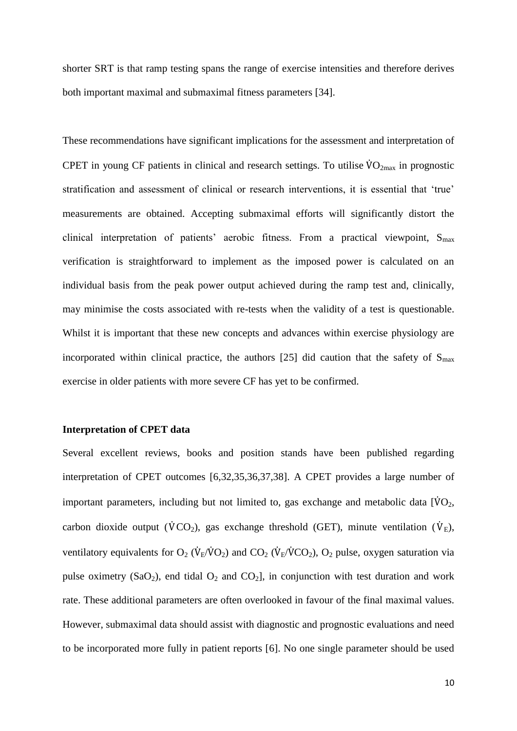shorter SRT is that ramp testing spans the range of exercise intensities and therefore derives both important maximal and submaximal fitness parameters [34].

These recommendations have significant implications for the assessment and interpretation of CPET in young CF patients in clinical and research settings. To utilise $\dot{V}O_{2max}$ in prognostic stratification and assessment of clinical or research interventions, it is essential that 'true' measurements are obtained. Accepting submaximal efforts will significantly distort the clinical interpretation of patients' aerobic fitness. From a practical viewpoint, $S_{max}$ verification is straightforward to implement as the imposed power is calculated on an individual basis from the peak power output achieved during the ramp test and, clinically, may minimise the costs associated with re-tests when the validity of a test is questionable. Whilst it is important that these new concepts and advances within exercise physiology are incorporated within clinical practice, the authors [25] did caution that the safety of $S_{max}$ exercise in older patients with more severe CF has yet to be confirmed.

**Interpretation of CPET data**

Several excellent reviews, books and position stands have been published regarding interpretation of CPET outcomes [6,32,35,36,37,38]. A CPET provides a large number of important parameters, including but not limited to, gas exchange and metabolic data [$\dot{V}O_2$, carbon dioxide output ($\dot{V}CO_2$), gas exchange threshold (GET), minute ventilation ($\dot{V}_E$), ventilatory equivalents for $O_2$ ($\dot{V}_E/\dot{V}O_2$) and $CO_2$ ($\dot{V}_E/\dot{V}CO_2$), $O_2$ pulse, oxygen saturation via pulse oximetry ($SaO_2$), end tidal $O_2$ and $CO_2$], in conjunction with test duration and work rate. These additional parameters are often overlooked in favour of the final maximal values. However, submaximal data should assist with diagnostic and prognostic evaluations and need to be incorporated more fully in patient reports [6]. No one single parameter should be used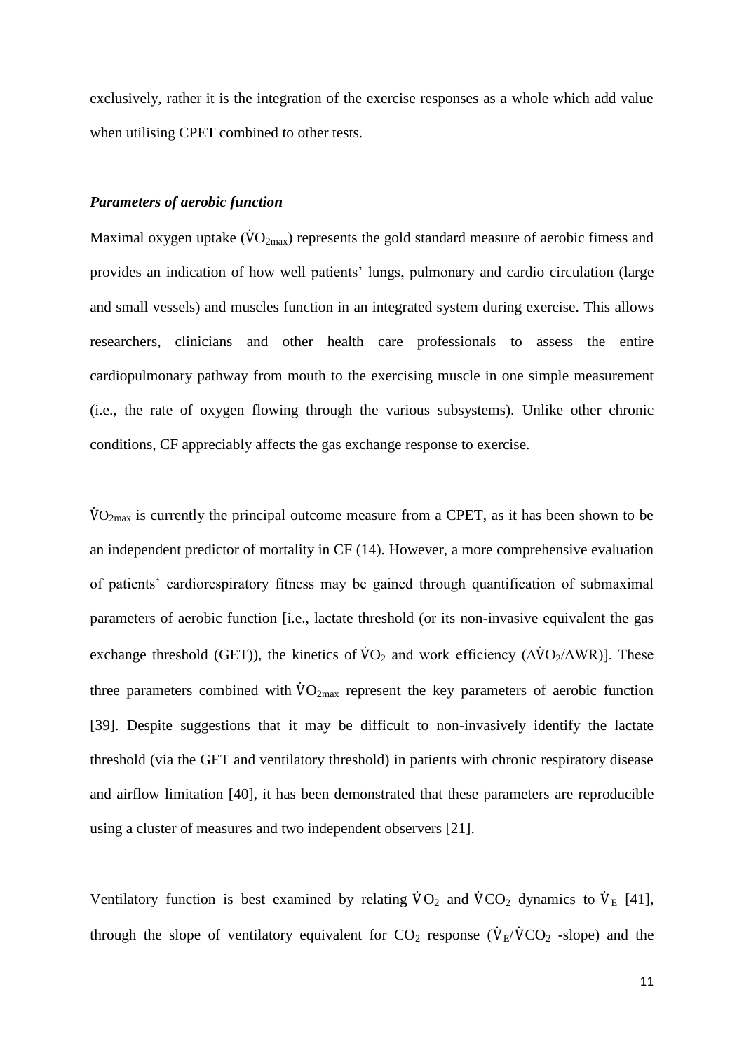exclusively, rather it is the integration of the exercise responses as a whole which add value when utilising CPET combined to other tests.

***Parameters of aerobic function***

Maximal oxygen uptake ($\dot{V}O_{2max}$) represents the gold standard measure of aerobic fitness and provides an indication of how well patients' lungs, pulmonary and cardio circulation (large and small vessels) and muscles function in an integrated system during exercise. This allows researchers, clinicians and other health care professionals to assess the entire cardiopulmonary pathway from mouth to the exercising muscle in one simple measurement (i.e., the rate of oxygen flowing through the various subsystems). Unlike other chronic conditions, CF appreciably affects the gas exchange response to exercise.

$\dot{V}O_{2max}$ is currently the principal outcome measure from a CPET, as it has been shown to be an independent predictor of mortality in CF (14). However, a more comprehensive evaluation of patients' cardiorespiratory fitness may be gained through quantification of submaximal parameters of aerobic function [i.e., lactate threshold (or its non-invasive equivalent the gas exchange threshold (GET)), the kinetics of $\dot{V}O_2$ and work efficiency ($\Delta\dot{V}O_2/\Delta WR$)]. These three parameters combined with $\dot{V}O_{2max}$ represent the key parameters of aerobic function [39]. Despite suggestions that it may be difficult to non-invasively identify the lactate threshold (via the GET and ventilatory threshold) in patients with chronic respiratory disease and airflow limitation [40], it has been demonstrated that these parameters are reproducible using a cluster of measures and two independent observers [21].

Ventilatory function is best examined by relating $\dot{V}O_2$ and $\dot{V}CO_2$ dynamics to $\dot{V}_E$ [41], through the slope of ventilatory equivalent for $CO_2$ response ($\dot{V}_E/\dot{V}CO_2$ -slope) and the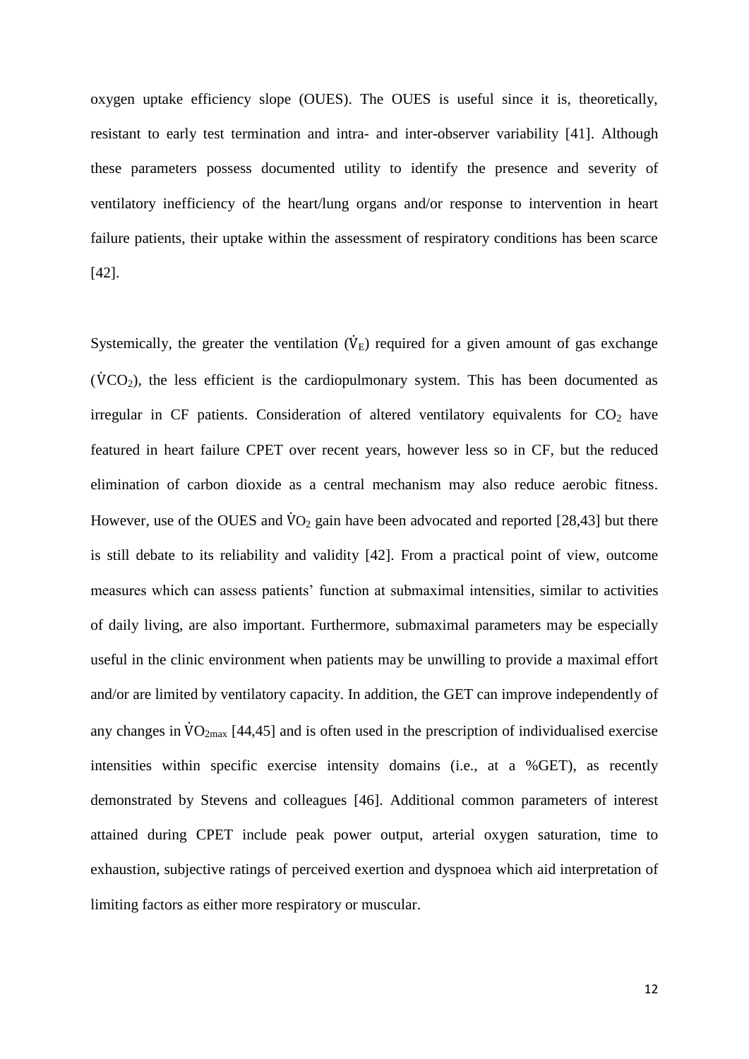oxygen uptake efficiency slope (OUES). The OUES is useful since it is, theoretically, resistant to early test termination and intra- and inter-observer variability [41]. Although these parameters possess documented utility to identify the presence and severity of ventilatory inefficiency of the heart/lung organs and/or response to intervention in heart failure patients, their uptake within the assessment of respiratory conditions has been scarce [42].

Systemically, the greater the ventilation ($\dot{V}_E$) required for a given amount of gas exchange ($\dot{V}CO_2$), the less efficient is the cardiopulmonary system. This has been documented as irregular in CF patients. Consideration of altered ventilatory equivalents for $CO_2$ have featured in heart failure CPET over recent years, however less so in CF, but the reduced elimination of carbon dioxide as a central mechanism may also reduce aerobic fitness. However, use of the OUES and $\dot{V}O_2$ gain have been advocated and reported [28,43] but there is still debate to its reliability and validity [42]. From a practical point of view, outcome measures which can assess patients' function at submaximal intensities, similar to activities of daily living, are also important. Furthermore, submaximal parameters may be especially useful in the clinic environment when patients may be unwilling to provide a maximal effort and/or are limited by ventilatory capacity. In addition, the GET can improve independently of any changes in $\dot{V}O_{2max}$ [44,45] and is often used in the prescription of individualised exercise intensities within specific exercise intensity domains (i.e., at a %GET), as recently demonstrated by Stevens and colleagues [46]. Additional common parameters of interest attained during CPET include peak power output, arterial oxygen saturation, time to exhaustion, subjective ratings of perceived exertion and dyspnoea which aid interpretation of limiting factors as either more respiratory or muscular.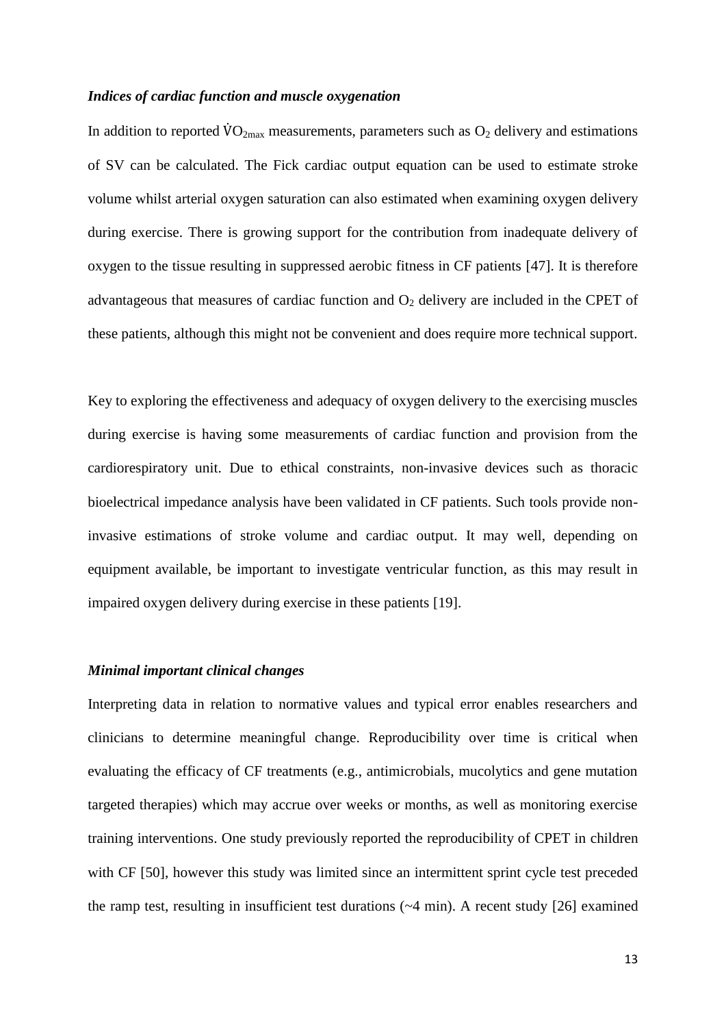### *Indices of cardiac function and muscle oxygenation*

In addition to reported $\dot{V}O_{2max}$ measurements, parameters such as $O_2$ delivery and estimations of SV can be calculated. The Fick cardiac output equation can be used to estimate stroke volume whilst arterial oxygen saturation can also estimated when examining oxygen delivery during exercise. There is growing support for the contribution from inadequate delivery of oxygen to the tissue resulting in suppressed aerobic fitness in CF patients [47]. It is therefore advantageous that measures of cardiac function and $O_2$ delivery are included in the CPET of these patients, although this might not be convenient and does require more technical support.

Key to exploring the effectiveness and adequacy of oxygen delivery to the exercising muscles during exercise is having some measurements of cardiac function and provision from the cardiorespiratory unit. Due to ethical constraints, non-invasive devices such as thoracic bioelectrical impedance analysis have been validated in CF patients. Such tools provide non-invasive estimations of stroke volume and cardiac output. It may well, depending on equipment available, be important to investigate ventricular function, as this may result in impaired oxygen delivery during exercise in these patients [19].

### *Minimal important clinical changes*

Interpreting data in relation to normative values and typical error enables researchers and clinicians to determine meaningful change. Reproducibility over time is critical when evaluating the efficacy of CF treatments (e.g., antimicrobials, mucolytics and gene mutation targeted therapies) which may accrue over weeks or months, as well as monitoring exercise training interventions. One study previously reported the reproducibility of CPET in children with CF [50], however this study was limited since an intermittent sprint cycle test preceded the ramp test, resulting in insufficient test durations (~4 min). A recent study [26] examined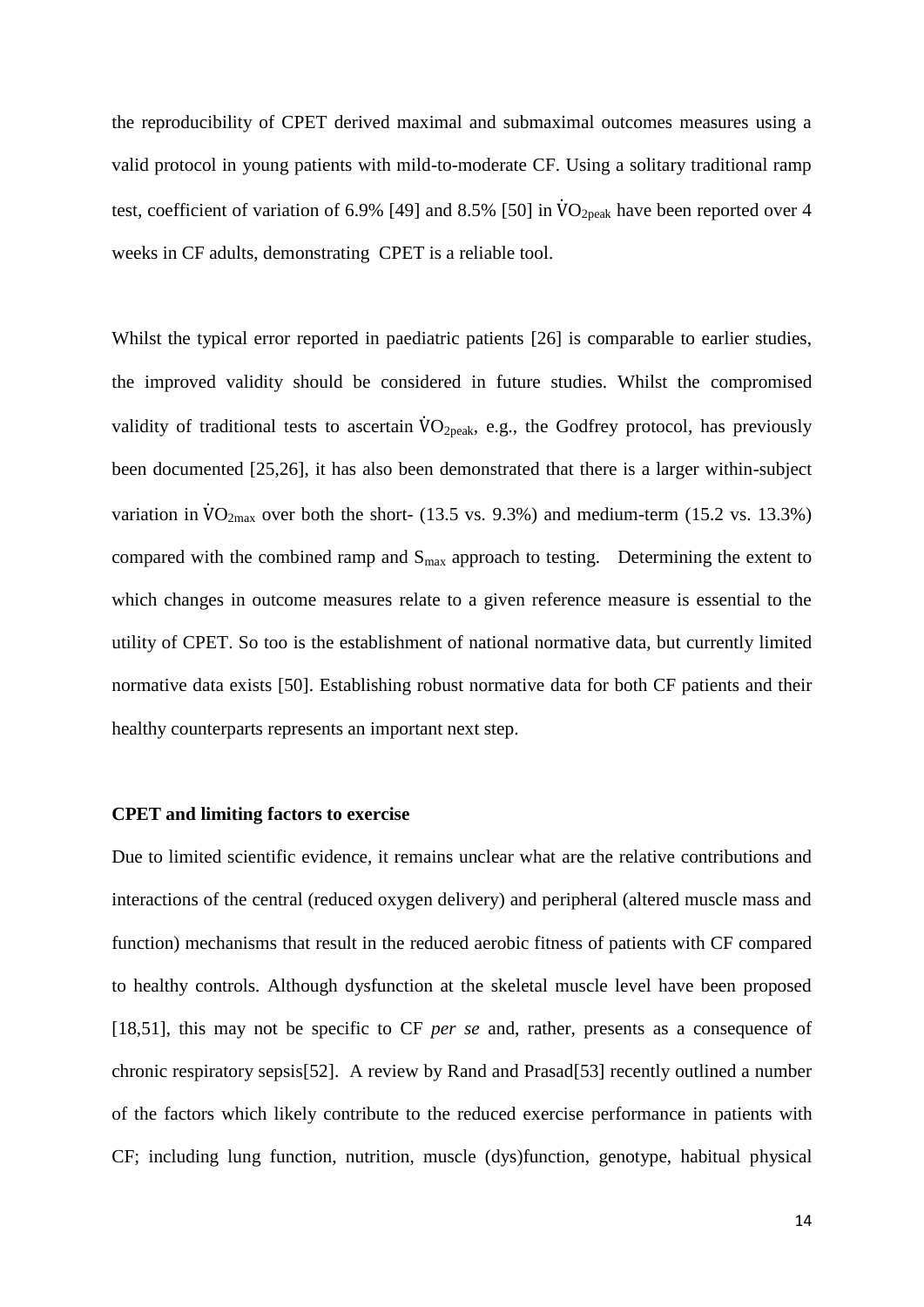the reproducibility of CPET derived maximal and submaximal outcomes measures using a valid protocol in young patients with mild-to-moderate CF. Using a solitary traditional ramp test, coefficient of variation of 6.9% [49] and 8.5% [50] in $\dot{V}O_{2peak}$ have been reported over 4 weeks in CF adults, demonstrating CPET is a reliable tool.

Whilst the typical error reported in paediatric patients [26] is comparable to earlier studies, the improved validity should be considered in future studies. Whilst the compromised validity of traditional tests to ascertain $\dot{V}O_{2peak}$, e.g., the Godfrey protocol, has previously been documented [25,26], it has also been demonstrated that there is a larger within-subject variation in $\dot{V}O_{2max}$ over both the short- (13.5 vs. 9.3%) and medium-term (15.2 vs. 13.3%) compared with the combined ramp and $S_{max}$ approach to testing. Determining the extent to which changes in outcome measures relate to a given reference measure is essential to the utility of CPET. So too is the establishment of national normative data, but currently limited normative data exists [50]. Establishing robust normative data for both CF patients and their healthy counterparts represents an important next step.

**CPET and limiting factors to exercise**

Due to limited scientific evidence, it remains unclear what are the relative contributions and interactions of the central (reduced oxygen delivery) and peripheral (altered muscle mass and function) mechanisms that result in the reduced aerobic fitness of patients with CF compared to healthy controls. Although dysfunction at the skeletal muscle level have been proposed [18,51], this may not be specific to CF *per se* and, rather, presents as a consequence of chronic respiratory sepsis[52]. A review by Rand and Prasad[53] recently outlined a number of the factors which likely contribute to the reduced exercise performance in patients with CF; including lung function, nutrition, muscle (dys)function, genotype, habitual physical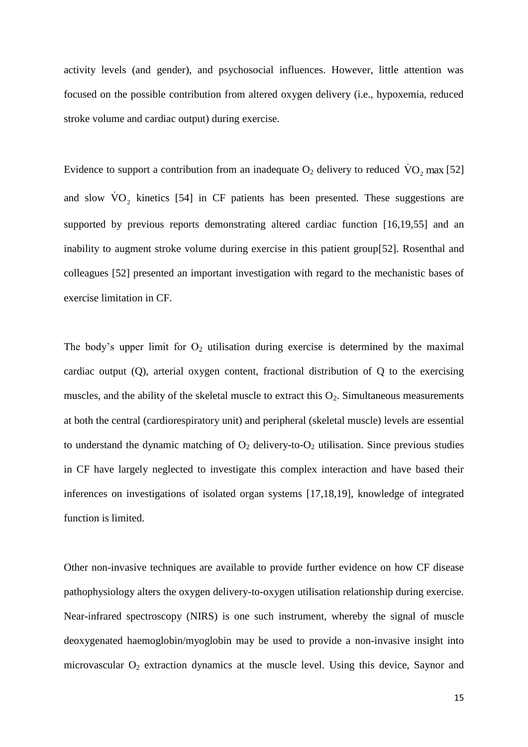activity levels (and gender), and psychosocial influences. However, little attention was focused on the possible contribution from altered oxygen delivery (i.e., hypoxemia, reduced stroke volume and cardiac output) during exercise.

Evidence to support a contribution from an inadequate $O_2$ delivery to reduced $\dot{V}O_2$ max [52] and slow $\dot{V}O_2$ kinetics [54] in CF patients has been presented. These suggestions are supported by previous reports demonstrating altered cardiac function [16,19,55] and an inability to augment stroke volume during exercise in this patient group[52]. Rosenthal and colleagues [52] presented an important investigation with regard to the mechanistic bases of exercise limitation in CF.

The body's upper limit for $O_2$ utilisation during exercise is determined by the maximal cardiac output (Q), arterial oxygen content, fractional distribution of Q to the exercising muscles, and the ability of the skeletal muscle to extract this $O_2$. Simultaneous measurements at both the central (cardiorespiratory unit) and peripheral (skeletal muscle) levels are essential to understand the dynamic matching of $O_2$ delivery-to-$O_2$ utilisation. Since previous studies in CF have largely neglected to investigate this complex interaction and have based their inferences on investigations of isolated organ systems [17,18,19], knowledge of integrated function is limited.

Other non-invasive techniques are available to provide further evidence on how CF disease pathophysiology alters the oxygen delivery-to-oxygen utilisation relationship during exercise. Near-infrared spectroscopy (NIRS) is one such instrument, whereby the signal of muscle deoxygenated haemoglobin/myoglobin may be used to provide a non-invasive insight into microvascular $O_2$ extraction dynamics at the muscle level. Using this device, Saynor and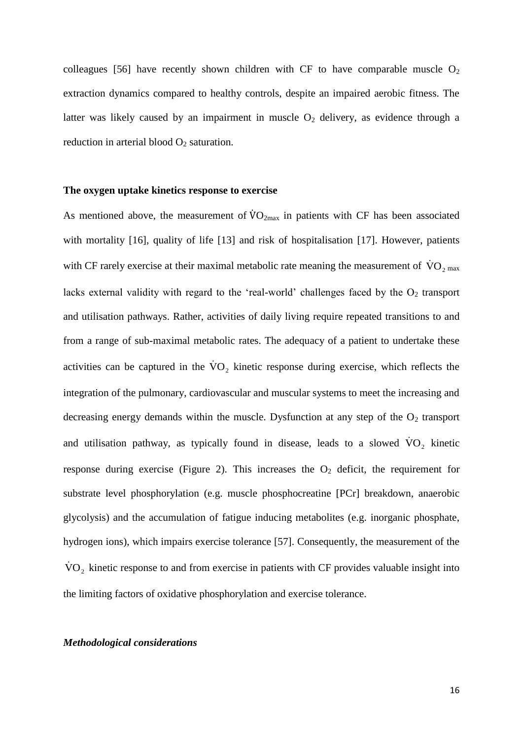colleagues [56] have recently shown children with CF to have comparable muscle $O_2$ extraction dynamics compared to healthy controls, despite an impaired aerobic fitness. The latter was likely caused by an impairment in muscle $O_2$ delivery, as evidence through a reduction in arterial blood $O_2$ saturation.

## The oxygen uptake kinetics response to exercise

As mentioned above, the measurement of $\dot{V}O_{2max}$ in patients with CF has been associated with mortality [16], quality of life [13] and risk of hospitalisation [17]. However, patients with CF rarely exercise at their maximal metabolic rate meaning the measurement of $\dot{V}O_{2\,max}$ lacks external validity with regard to the 'real-world' challenges faced by the $O_2$ transport and utilisation pathways. Rather, activities of daily living require repeated transitions to and from a range of sub-maximal metabolic rates. The adequacy of a patient to undertake these activities can be captured in the $\dot{V}O_2$ kinetic response during exercise, which reflects the integration of the pulmonary, cardiovascular and muscular systems to meet the increasing and decreasing energy demands within the muscle. Dysfunction at any step of the $O_2$ transport and utilisation pathway, as typically found in disease, leads to a slowed $\dot{V}O_2$ kinetic response during exercise (Figure 2). This increases the $O_2$ deficit, the requirement for substrate level phosphorylation (e.g. muscle phosphocreatine [PCr] breakdown, anaerobic glycolysis) and the accumulation of fatigue inducing metabolites (e.g. inorganic phosphate, hydrogen ions), which impairs exercise tolerance [57]. Consequently, the measurement of the $\dot{V}O_2$ kinetic response to and from exercise in patients with CF provides valuable insight into the limiting factors of oxidative phosphorylation and exercise tolerance.

### *Methodological considerations*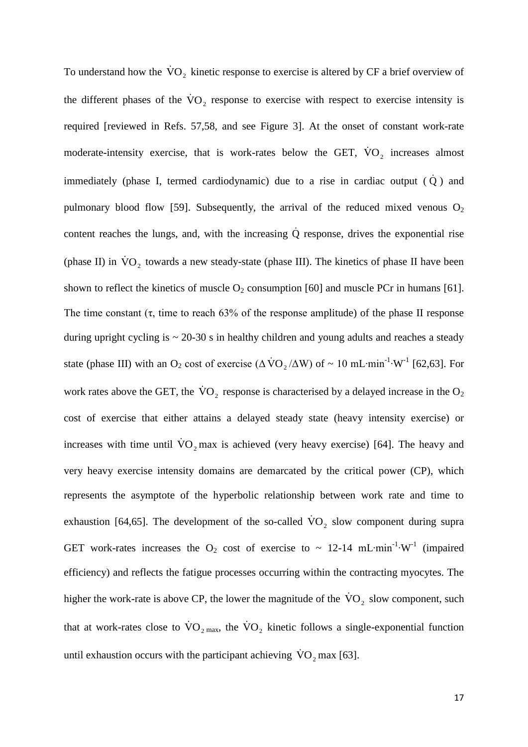To understand how the $\dot{V}O_2$ kinetic response to exercise is altered by CF a brief overview of the different phases of the $\dot{V}O_2$ response to exercise with respect to exercise intensity is required [reviewed in Refs. 57,58, and see Figure 3]. At the onset of constant work-rate moderate-intensity exercise, that is work-rates below the GET, $\dot{V}O_2$ increases almost immediately (phase I, termed cardiodynamic) due to a rise in cardiac output ($\dot{Q}$) and pulmonary blood flow [59]. Subsequently, the arrival of the reduced mixed venous $O_2$ content reaches the lungs, and, with the increasing $\dot{Q}$ response, drives the exponential rise (phase II) in $\dot{V}O_2$ towards a new steady-state (phase III). The kinetics of phase II have been shown to reflect the kinetics of muscle $O_2$ consumption [60] and muscle PCr in humans [61]. The time constant ($\tau$, time to reach 63% of the response amplitude) of the phase II response during upright cycling is ~ 20-30 s in healthy children and young adults and reaches a steady state (phase III) with an $O_2$ cost of exercise ($\Delta\dot{V}O_2/\Delta W$) of ~ 10 $mL \cdot min^{-1} \cdot W^{-1}$ [62,63]. For work rates above the GET, the $\dot{V}O_2$ response is characterised by a delayed increase in the $O_2$ cost of exercise that either attains a delayed steady state (heavy intensity exercise) or increases with time until $\dot{V}O_2$max is achieved (very heavy exercise) [64]. The heavy and very heavy exercise intensity domains are demarcated by the critical power (CP), which represents the asymptote of the hyperbolic relationship between work rate and time to exhaustion [64,65]. The development of the so-called $\dot{V}O_2$ slow component during supra GET work-rates increases the $O_2$ cost of exercise to ~ 12-14 $mL \cdot min^{-1} \cdot W^{-1}$ (impaired efficiency) and reflects the fatigue processes occurring within the contracting myocytes. The higher the work-rate is above CP, the lower the magnitude of the $\dot{V}O_2$ slow component, such that at work-rates close to $\dot{V}O_{2\,max}$, the $\dot{V}O_2$ kinetic follows a single-exponential function until exhaustion occurs with the participant achieving $\dot{V}O_2$max [63].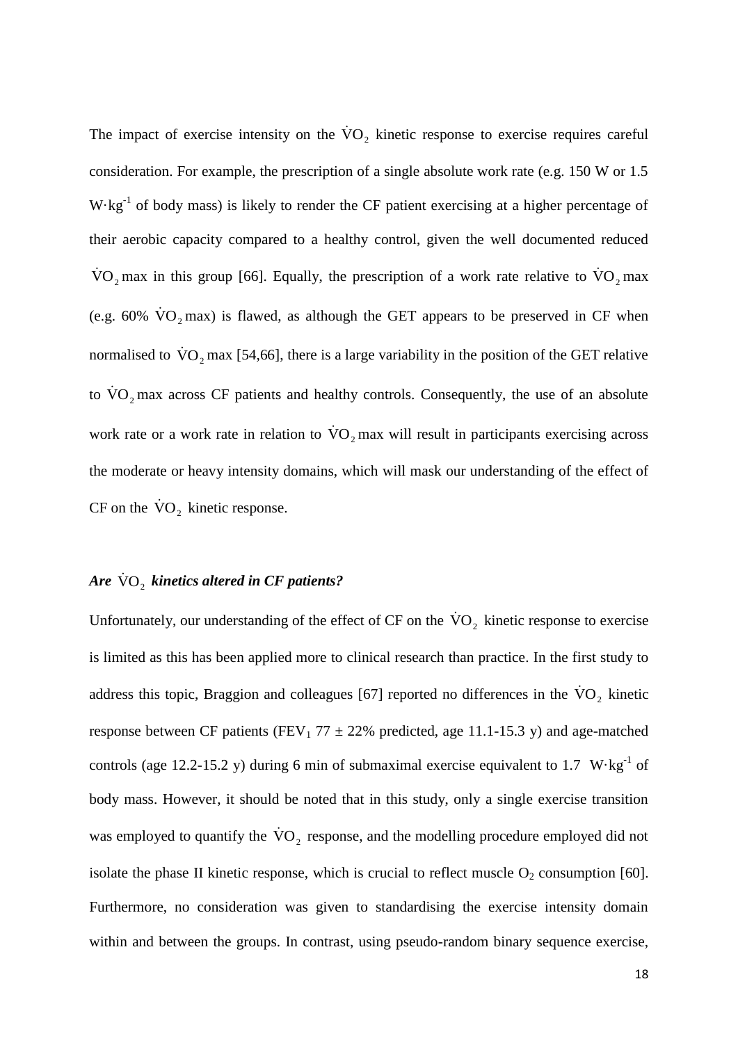The impact of exercise intensity on the $\dot{V}O_2$ kinetic response to exercise requires careful consideration. For example, the prescription of a single absolute work rate (e.g. 150 W or 1.5 $W \cdot kg^{-1}$ of body mass) is likely to render the CF patient exercising at a higher percentage of their aerobic capacity compared to a healthy control, given the well documented reduced $\dot{V}O_2$ max in this group [66]. Equally, the prescription of a work rate relative to $\dot{V}O_2$ max (e.g. 60% $\dot{V}O_2$ max) is flawed, as although the GET appears to be preserved in CF when normalised to $\dot{V}O_2$ max [54,66], there is a large variability in the position of the GET relative to $\dot{V}O_2$ max across CF patients and healthy controls. Consequently, the use of an absolute work rate or a work rate in relation to $\dot{V}O_2$ max will result in participants exercising across the moderate or heavy intensity domains, which will mask our understanding of the effect of CF on the $\dot{V}O_2$ kinetic response.

### *Are $\dot{V}O_2$ kinetics altered in CF patients?*

Unfortunately, our understanding of the effect of CF on the $\dot{V}O_2$ kinetic response to exercise is limited as this has been applied more to clinical research than practice. In the first study to address this topic, Braggion and colleagues [67] reported no differences in the $\dot{V}O_2$ kinetic response between CF patients ($FEV_1$ 77 ± 22% predicted, age 11.1-15.3 y) and age-matched controls (age 12.2-15.2 y) during 6 min of submaximal exercise equivalent to 1.7 $W \cdot kg^{-1}$ of body mass. However, it should be noted that in this study, only a single exercise transition was employed to quantify the $\dot{V}O_2$ response, and the modelling procedure employed did not isolate the phase II kinetic response, which is crucial to reflect muscle $O_2$ consumption [60]. Furthermore, no consideration was given to standardising the exercise intensity domain within and between the groups. In contrast, using pseudo-random binary sequence exercise,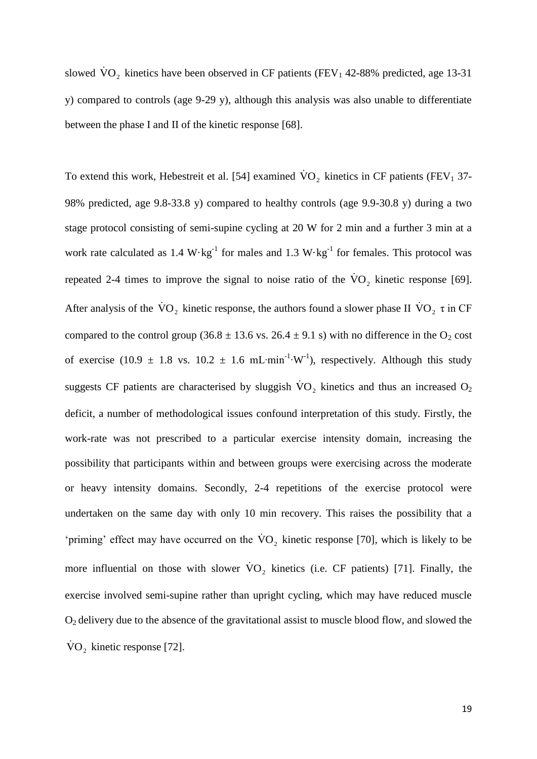slowed $\dot{V}O_2$ kinetics have been observed in CF patients ($FEV_1$ 42-88% predicted, age 13-31 y) compared to controls (age 9-29 y), although this analysis was also unable to differentiate between the phase I and II of the kinetic response [68].

To extend this work, Hebestreit et al. [54] examined $\dot{V}O_2$ kinetics in CF patients ($FEV_1$ 37-98% predicted, age 9.8-33.8 y) compared to healthy controls (age 9.9-30.8 y) during a two stage protocol consisting of semi-supine cycling at 20 W for 2 min and a further 3 min at a work rate calculated as 1.4 $W \cdot kg^{-1}$ for males and 1.3 $W \cdot kg^{-1}$ for females. This protocol was repeated 2-4 times to improve the signal to noise ratio of the $\dot{V}O_2$ kinetic response [69]. After analysis of the $\dot{V}O_2$ kinetic response, the authors found a slower phase II $\dot{V}O_2$ $\tau$ in CF compared to the control group (36.8 ± 13.6 vs. 26.4 ± 9.1 s) with no difference in the $O_2$ cost of exercise (10.9 ± 1.8 vs. 10.2 ± 1.6 $mL \cdot min^{-1} \cdot W^{-1}$), respectively. Although this study suggests CF patients are characterised by sluggish $\dot{V}O_2$ kinetics and thus an increased $O_2$ deficit, a number of methodological issues confound interpretation of this study. Firstly, the work-rate was not prescribed to a particular exercise intensity domain, increasing the possibility that participants within and between groups were exercising across the moderate or heavy intensity domains. Secondly, 2-4 repetitions of the exercise protocol were undertaken on the same day with only 10 min recovery. This raises the possibility that a 'priming' effect may have occurred on the $\dot{V}O_2$ kinetic response [70], which is likely to be more influential on those with slower $\dot{V}O_2$ kinetics (i.e. CF patients) [71]. Finally, the exercise involved semi-supine rather than upright cycling, which may have reduced muscle $O_2$ delivery due to the absence of the gravitational assist to muscle blood flow, and slowed the $\dot{V}O_2$ kinetic response [72].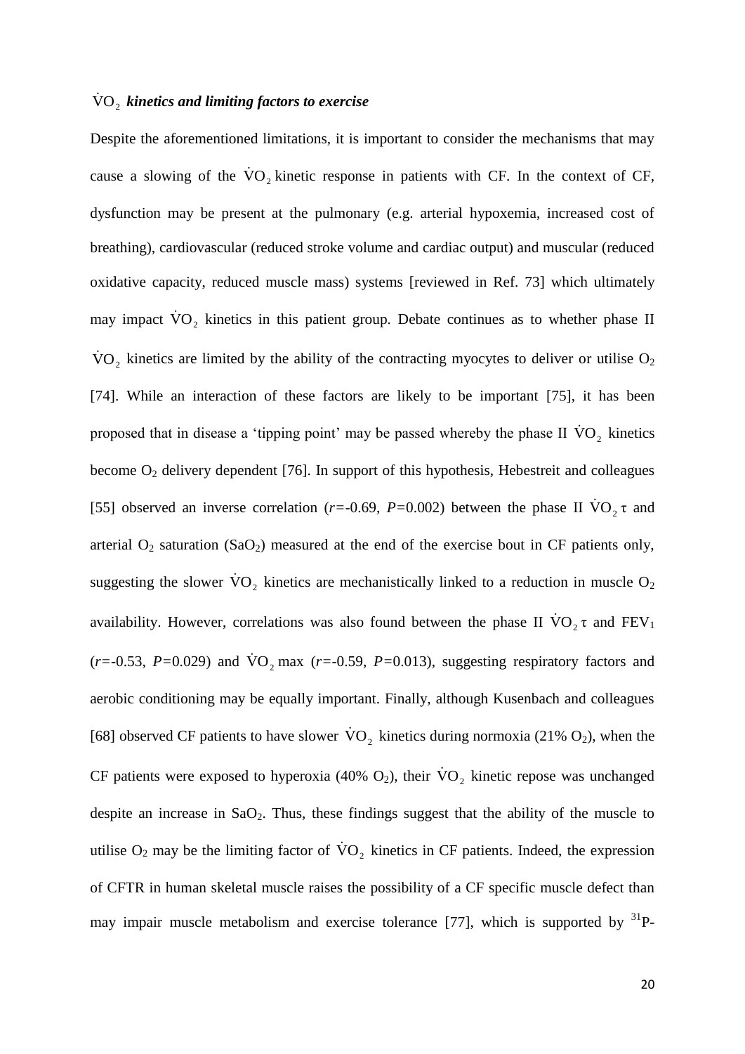### $\dot{V}O_2$ *kinetics and limiting factors to exercise*

Despite the aforementioned limitations, it is important to consider the mechanisms that may cause a slowing of the $\dot{V}O_2$ kinetic response in patients with CF. In the context of CF, dysfunction may be present at the pulmonary (e.g. arterial hypoxemia, increased cost of breathing), cardiovascular (reduced stroke volume and cardiac output) and muscular (reduced oxidative capacity, reduced muscle mass) systems [reviewed in Ref. 73] which ultimately may impact $\dot{V}O_2$ kinetics in this patient group. Debate continues as to whether phase II $\dot{V}O_2$ kinetics are limited by the ability of the contracting myocytes to deliver or utilise $O_2$ [74]. While an interaction of these factors are likely to be important [75], it has been proposed that in disease a 'tipping point' may be passed whereby the phase II $\dot{V}O_2$ kinetics become $O_2$ delivery dependent [76]. In support of this hypothesis, Hebestreit and colleagues [55] observed an inverse correlation ($r$=-0.69, $P$=0.002) between the phase II $\dot{V}O_2$ $\tau$ and arterial $O_2$ saturation ($SaO_2$) measured at the end of the exercise bout in CF patients only, suggesting the slower $\dot{V}O_2$ kinetics are mechanistically linked to a reduction in muscle $O_2$ availability. However, correlations was also found between the phase II $\dot{V}O_2$ $\tau$ and $FEV_1$ ($r$=-0.53, $P$=0.029) and $\dot{V}O_2$ max ($r$=-0.59, $P$=0.013), suggesting respiratory factors and aerobic conditioning may be equally important. Finally, although Kusenbach and colleagues [68] observed CF patients to have slower $\dot{V}O_2$ kinetics during normoxia (21% $O_2$), when the CF patients were exposed to hyperoxia (40% $O_2$), their $\dot{V}O_2$ kinetic repose was unchanged despite an increase in $SaO_2$. Thus, these findings suggest that the ability of the muscle to utilise $O_2$ may be the limiting factor of $\dot{V}O_2$ kinetics in CF patients. Indeed, the expression of CFTR in human skeletal muscle raises the possibility of a CF specific muscle defect than may impair muscle metabolism and exercise tolerance [77], which is supported by $^{31}$P-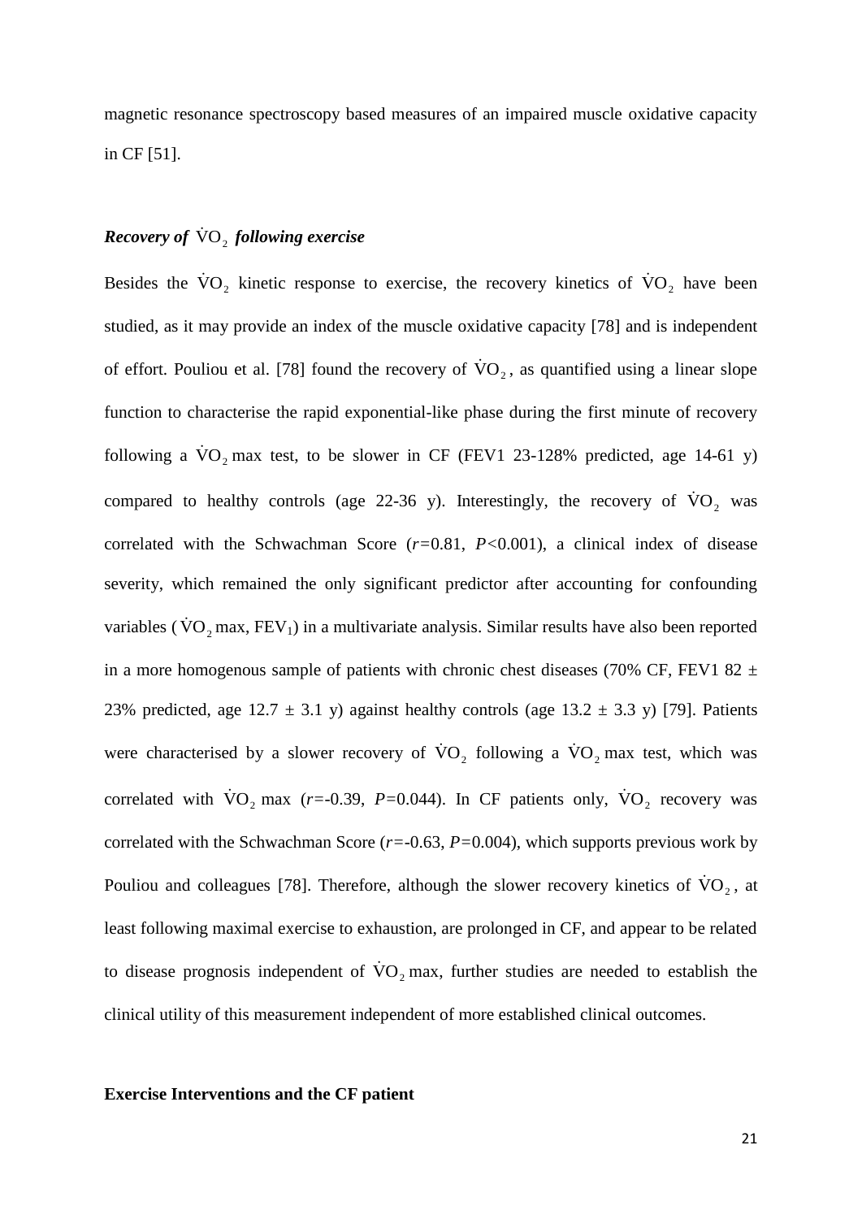magnetic resonance spectroscopy based measures of an impaired muscle oxidative capacity in CF [51].

### *Recovery of $\dot{V}O_2$ following exercise*

Besides the $\dot{V}O_2$ kinetic response to exercise, the recovery kinetics of $\dot{V}O_2$ have been studied, as it may provide an index of the muscle oxidative capacity [78] and is independent of effort. Pouliou et al. [78] found the recovery of $\dot{V}O_2$, as quantified using a linear slope function to characterise the rapid exponential-like phase during the first minute of recovery following a $\dot{V}O_2$ max test, to be slower in CF (FEV1 23-128% predicted, age 14-61 y) compared to healthy controls (age 22-36 y). Interestingly, the recovery of $\dot{V}O_2$ was correlated with the Schwachman Score ($r=0.81$, $P<0.001$), a clinical index of disease severity, which remained the only significant predictor after accounting for confounding variables ($\dot{V}O_2$ max, $FEV_1$) in a multivariate analysis. Similar results have also been reported in a more homogenous sample of patients with chronic chest diseases (70% CF, FEV1 82 ± 23% predicted, age 12.7 ± 3.1 y) against healthy controls (age 13.2 ± 3.3 y) [79]. Patients were characterised by a slower recovery of $\dot{V}O_2$ following a $\dot{V}O_2$ max test, which was correlated with $\dot{V}O_2$ max ($r=-0.39$, $P=0.044$). In CF patients only, $\dot{V}O_2$ recovery was correlated with the Schwachman Score ($r=-0.63$, $P=0.004$), which supports previous work by Pouliou and colleagues [78]. Therefore, although the slower recovery kinetics of $\dot{V}O_2$, at least following maximal exercise to exhaustion, are prolonged in CF, and appear to be related to disease prognosis independent of $\dot{V}O_2$ max, further studies are needed to establish the clinical utility of this measurement independent of more established clinical outcomes.

## **Exercise Interventions and the CF patient**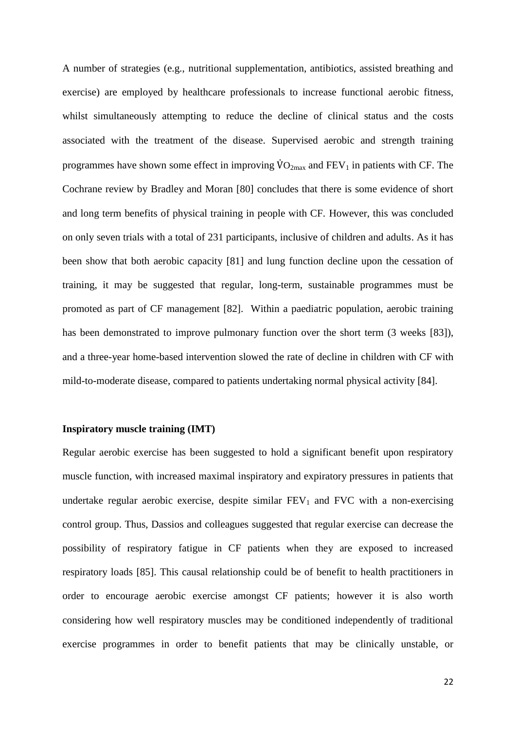A number of strategies (e.g., nutritional supplementation, antibiotics, assisted breathing and exercise) are employed by healthcare professionals to increase functional aerobic fitness, whilst simultaneously attempting to reduce the decline of clinical status and the costs associated with the treatment of the disease. Supervised aerobic and strength training programmes have shown some effect in improving $\dot{V}O_{2max}$ and $FEV_1$ in patients with CF. The Cochrane review by Bradley and Moran [80] concludes that there is some evidence of short and long term benefits of physical training in people with CF. However, this was concluded on only seven trials with a total of 231 participants, inclusive of children and adults. As it has been show that both aerobic capacity [81] and lung function decline upon the cessation of training, it may be suggested that regular, long-term, sustainable programmes must be promoted as part of CF management [82]. Within a paediatric population, aerobic training has been demonstrated to improve pulmonary function over the short term (3 weeks [83]), and a three-year home-based intervention slowed the rate of decline in children with CF with mild-to-moderate disease, compared to patients undertaking normal physical activity [84].

**Inspiratory muscle training (IMT)**

Regular aerobic exercise has been suggested to hold a significant benefit upon respiratory muscle function, with increased maximal inspiratory and expiratory pressures in patients that undertake regular aerobic exercise, despite similar $FEV_1$ and FVC with a non-exercising control group. Thus, Dassios and colleagues suggested that regular exercise can decrease the possibility of respiratory fatigue in CF patients when they are exposed to increased respiratory loads [85]. This causal relationship could be of benefit to health practitioners in order to encourage aerobic exercise amongst CF patients; however it is also worth considering how well respiratory muscles may be conditioned independently of traditional exercise programmes in order to benefit patients that may be clinically unstable, or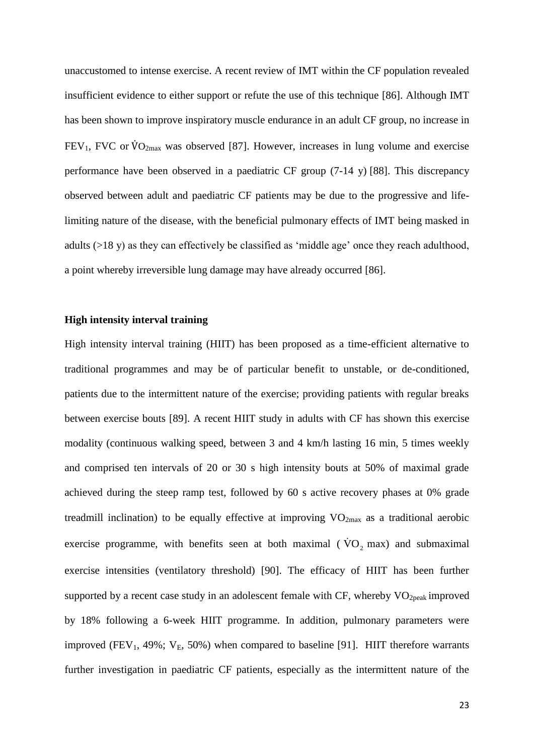unaccustomed to intense exercise. A recent review of IMT within the CF population revealed insufficient evidence to either support or refute the use of this technique [86]. Although IMT has been shown to improve inspiratory muscle endurance in an adult CF group, no increase in $FEV_1$, FVC or $\dot{V}O_{2max}$ was observed [87]. However, increases in lung volume and exercise performance have been observed in a paediatric CF group (7-14 y) [88]. This discrepancy observed between adult and paediatric CF patients may be due to the progressive and life-limiting nature of the disease, with the beneficial pulmonary effects of IMT being masked in adults (>18 y) as they can effectively be classified as 'middle age' once they reach adulthood, a point whereby irreversible lung damage may have already occurred [86].

**High intensity interval training**

High intensity interval training (HIIT) has been proposed as a time-efficient alternative to traditional programmes and may be of particular benefit to unstable, or de-conditioned, patients due to the intermittent nature of the exercise; providing patients with regular breaks between exercise bouts [89]. A recent HIIT study in adults with CF has shown this exercise modality (continuous walking speed, between 3 and 4 km/h lasting 16 min, 5 times weekly and comprised ten intervals of 20 or 30 s high intensity bouts at 50% of maximal grade achieved during the steep ramp test, followed by 60 s active recovery phases at 0% grade treadmill inclination) to be equally effective at improving $VO_{2max}$ as a traditional aerobic exercise programme, with benefits seen at both maximal ( $\dot{V}O_2$ max) and submaximal exercise intensities (ventilatory threshold) [90]. The efficacy of HIIT has been further supported by a recent case study in an adolescent female with CF, whereby $VO_{2peak}$ improved by 18% following a 6-week HIIT programme. In addition, pulmonary parameters were improved ($FEV_1$, 49%; $V_E$, 50%) when compared to baseline [91]. HIIT therefore warrants further investigation in paediatric CF patients, especially as the intermittent nature of the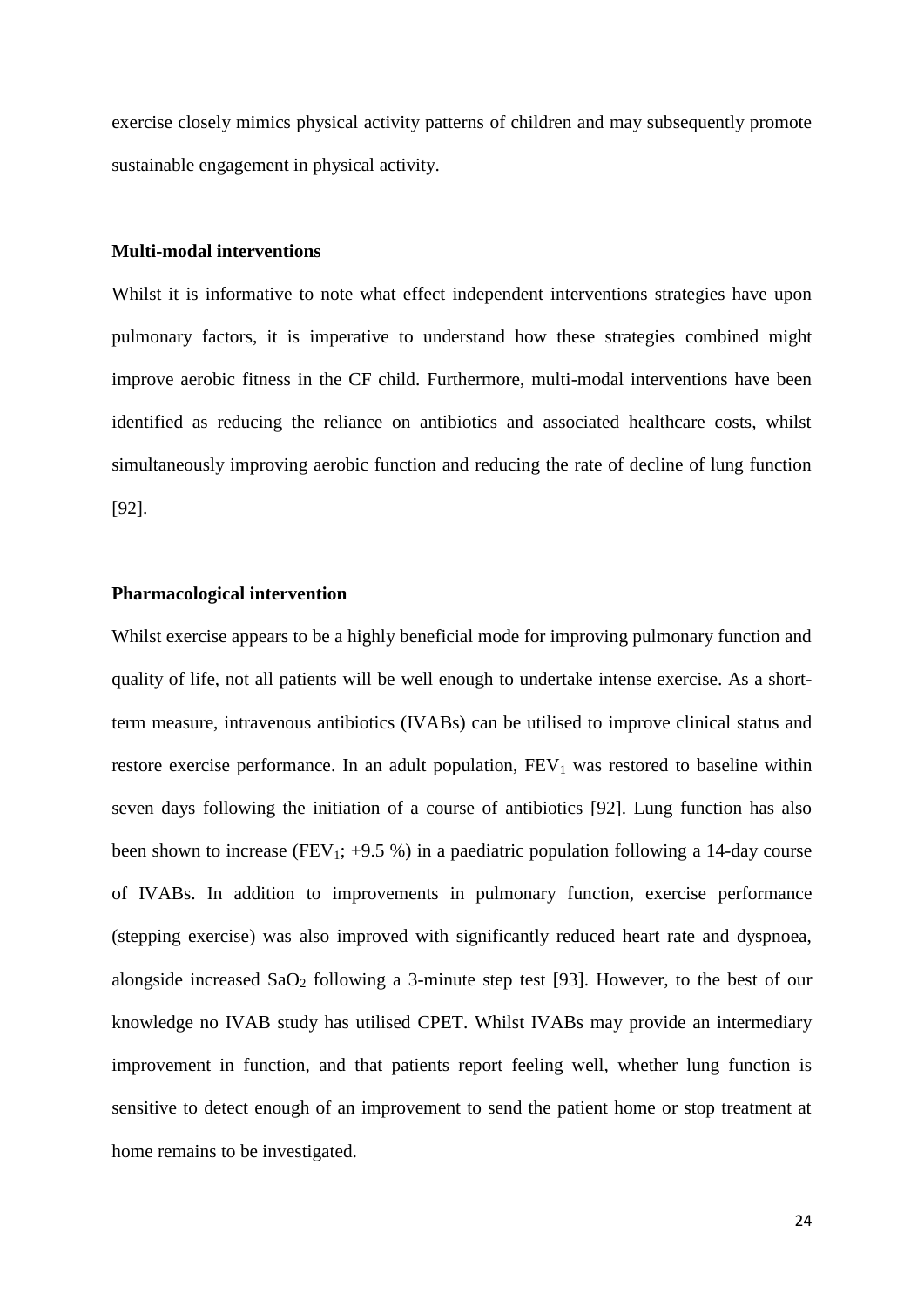exercise closely mimics physical activity patterns of children and may subsequently promote sustainable engagement in physical activity.

### Multi-modal interventions

Whilst it is informative to note what effect independent interventions strategies have upon pulmonary factors, it is imperative to understand how these strategies combined might improve aerobic fitness in the CF child. Furthermore, multi-modal interventions have been identified as reducing the reliance on antibiotics and associated healthcare costs, whilst simultaneously improving aerobic function and reducing the rate of decline of lung function [92].

### Pharmacological intervention

Whilst exercise appears to be a highly beneficial mode for improving pulmonary function and quality of life, not all patients will be well enough to undertake intense exercise. As a short-term measure, intravenous antibiotics (IVABs) can be utilised to improve clinical status and restore exercise performance. In an adult population, $FEV_1$ was restored to baseline within seven days following the initiation of a course of antibiotics [92]. Lung function has also been shown to increase ($FEV_1$; +9.5 %) in a paediatric population following a 14-day course of IVABs. In addition to improvements in pulmonary function, exercise performance (stepping exercise) was also improved with significantly reduced heart rate and dyspnoea, alongside increased $SaO_2$ following a 3-minute step test [93]. However, to the best of our knowledge no IVAB study has utilised CPET. Whilst IVABs may provide an intermediary improvement in function, and that patients report feeling well, whether lung function is sensitive to detect enough of an improvement to send the patient home or stop treatment at home remains to be investigated.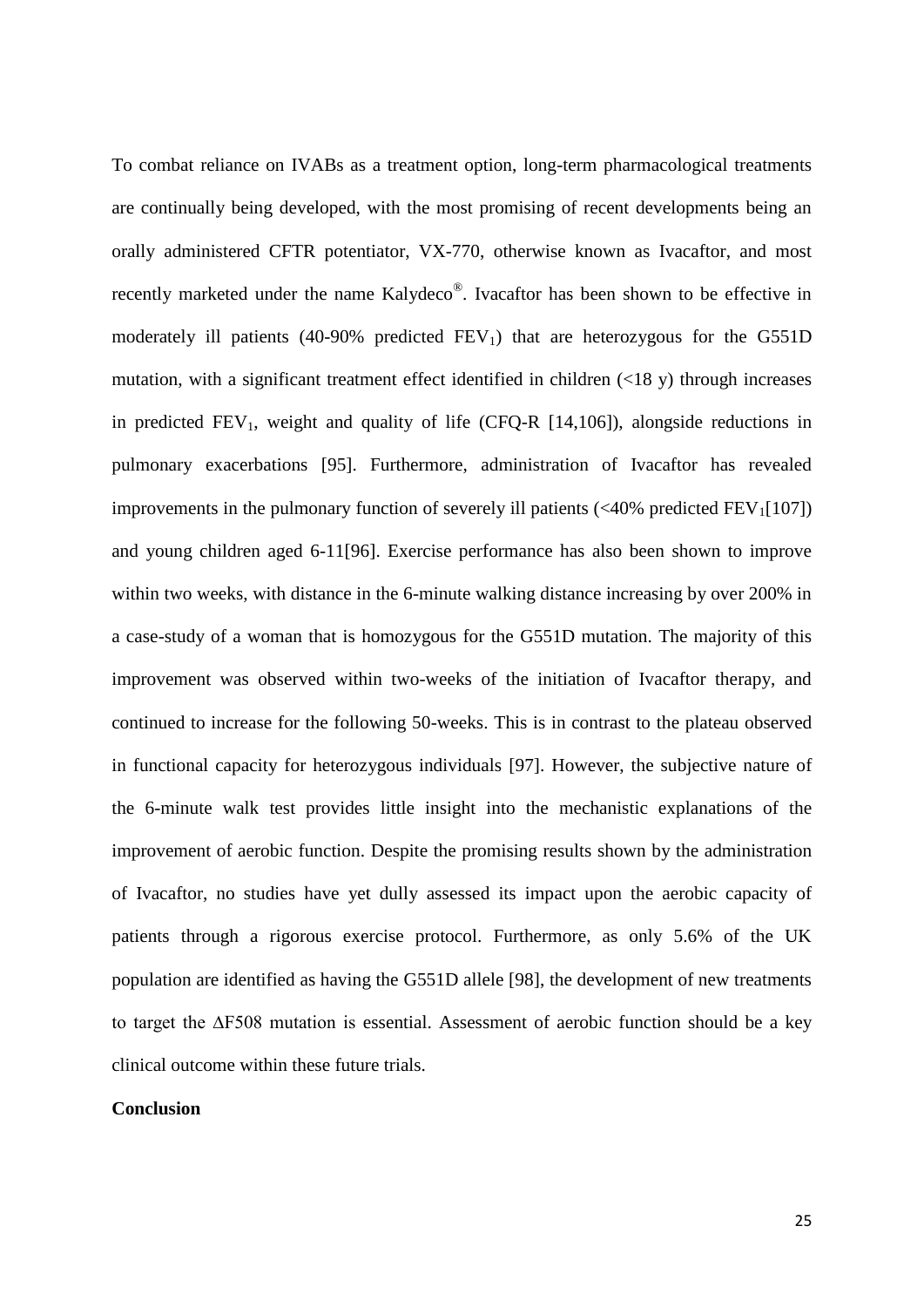To combat reliance on IVABs as a treatment option, long-term pharmacological treatments are continually being developed, with the most promising of recent developments being an orally administered CFTR potentiator, VX-770, otherwise known as Ivacaftor, and most recently marketed under the name Kalydeco®. Ivacaftor has been shown to be effective in moderately ill patients (40-90% predicted $FEV_1$) that are heterozygous for the G551D mutation, with a significant treatment effect identified in children (<18 y) through increases in predicted $FEV_1$, weight and quality of life (CFQ-R [14,106]), alongside reductions in pulmonary exacerbations [95]. Furthermore, administration of Ivacaftor has revealed improvements in the pulmonary function of severely ill patients (<40% predicted $FEV_1$[107]) and young children aged 6-11[96]. Exercise performance has also been shown to improve within two weeks, with distance in the 6-minute walking distance increasing by over 200% in a case-study of a woman that is homozygous for the G551D mutation. The majority of this improvement was observed within two-weeks of the initiation of Ivacaftor therapy, and continued to increase for the following 50-weeks. This is in contrast to the plateau observed in functional capacity for heterozygous individuals [97]. However, the subjective nature of the 6-minute walk test provides little insight into the mechanistic explanations of the improvement of aerobic function. Despite the promising results shown by the administration of Ivacaftor, no studies have yet dully assessed its impact upon the aerobic capacity of patients through a rigorous exercise protocol. Furthermore, as only 5.6% of the UK population are identified as having the G551D allele [98], the development of new treatments to target the ΔF508 mutation is essential. Assessment of aerobic function should be a key clinical outcome within these future trials.

**Conclusion**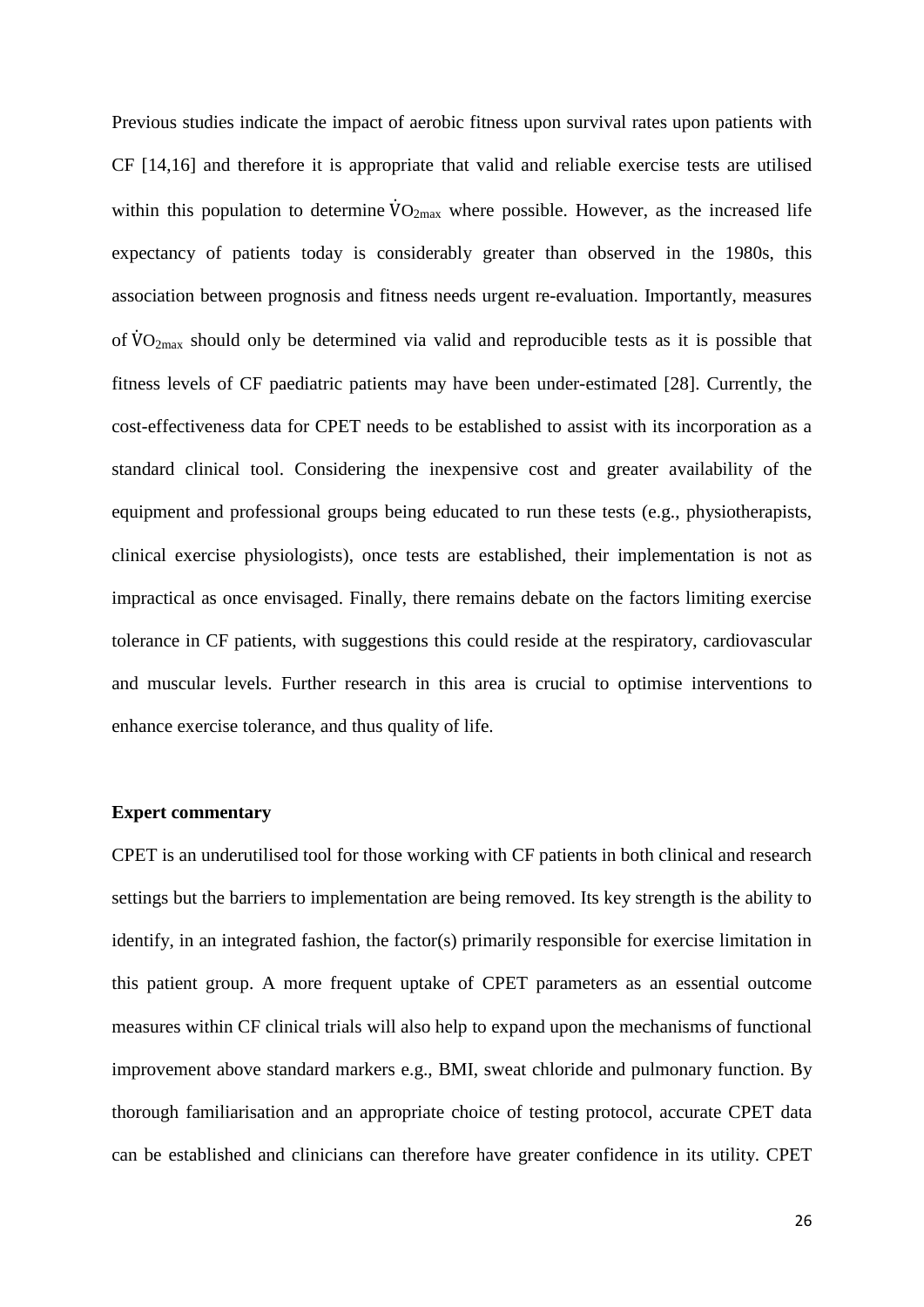Previous studies indicate the impact of aerobic fitness upon survival rates upon patients with CF [14,16] and therefore it is appropriate that valid and reliable exercise tests are utilised within this population to determine $\dot{V}O_{2max}$ where possible. However, as the increased life expectancy of patients today is considerably greater than observed in the 1980s, this association between prognosis and fitness needs urgent re-evaluation. Importantly, measures of $\dot{V}O_{2max}$ should only be determined via valid and reproducible tests as it is possible that fitness levels of CF paediatric patients may have been under-estimated [28]. Currently, the cost-effectiveness data for CPET needs to be established to assist with its incorporation as a standard clinical tool. Considering the inexpensive cost and greater availability of the equipment and professional groups being educated to run these tests (e.g., physiotherapists, clinical exercise physiologists), once tests are established, their implementation is not as impractical as once envisaged. Finally, there remains debate on the factors limiting exercise tolerance in CF patients, with suggestions this could reside at the respiratory, cardiovascular and muscular levels. Further research in this area is crucial to optimise interventions to enhance exercise tolerance, and thus quality of life.

**Expert commentary**

CPET is an underutilised tool for those working with CF patients in both clinical and research settings but the barriers to implementation are being removed. Its key strength is the ability to identify, in an integrated fashion, the factor(s) primarily responsible for exercise limitation in this patient group. A more frequent uptake of CPET parameters as an essential outcome measures within CF clinical trials will also help to expand upon the mechanisms of functional improvement above standard markers e.g., BMI, sweat chloride and pulmonary function. By thorough familiarisation and an appropriate choice of testing protocol, accurate CPET data can be established and clinicians can therefore have greater confidence in its utility. CPET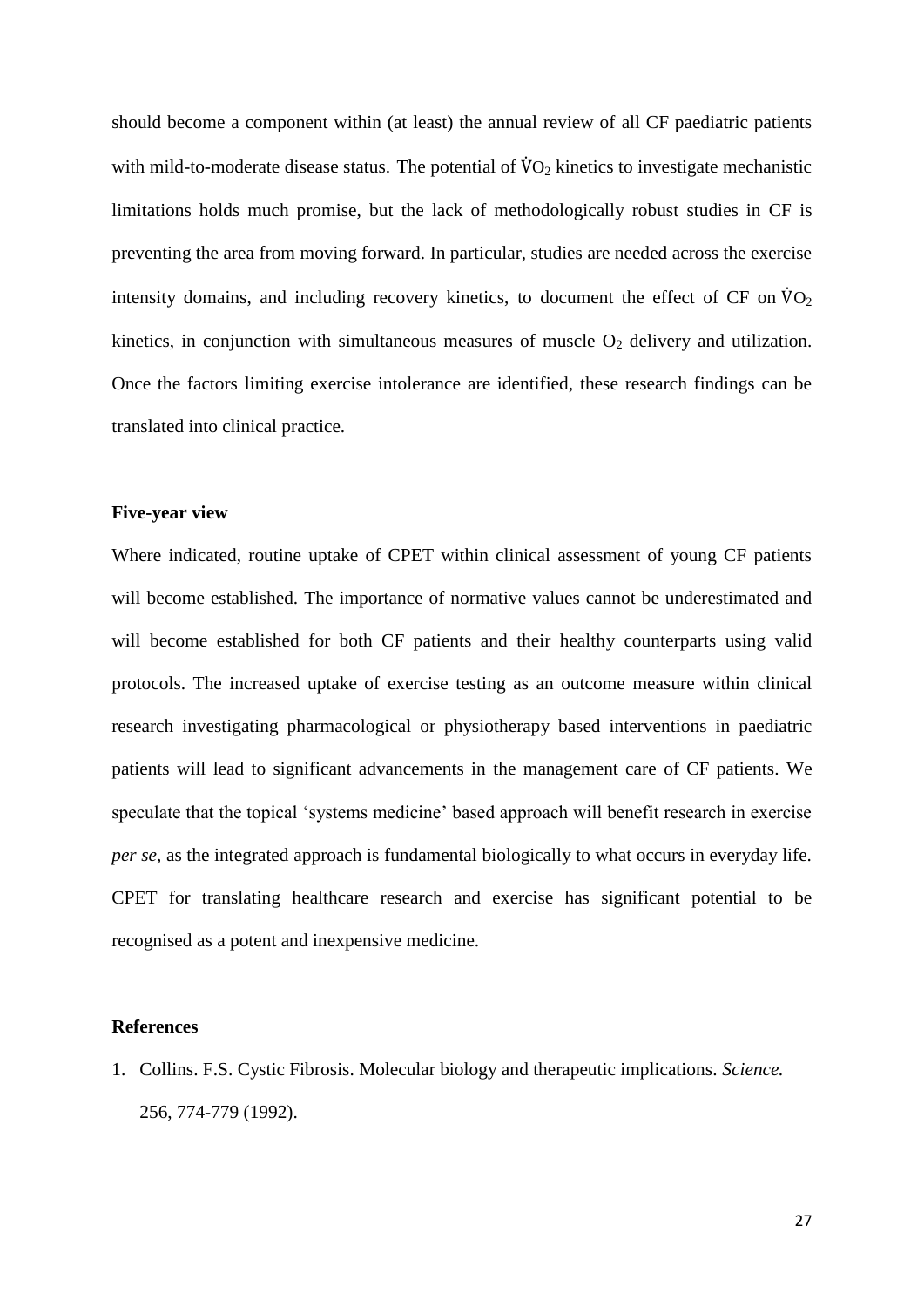should become a component within (at least) the annual review of all CF paediatric patients with mild-to-moderate disease status. The potential of $\dot{V}O_2$ kinetics to investigate mechanistic limitations holds much promise, but the lack of methodologically robust studies in CF is preventing the area from moving forward. In particular, studies are needed across the exercise intensity domains, and including recovery kinetics, to document the effect of CF on $\dot{V}O_2$ kinetics, in conjunction with simultaneous measures of muscle $O_2$ delivery and utilization. Once the factors limiting exercise intolerance are identified, these research findings can be translated into clinical practice.

**Five-year view**

Where indicated, routine uptake of CPET within clinical assessment of young CF patients will become established. The importance of normative values cannot be underestimated and will become established for both CF patients and their healthy counterparts using valid protocols. The increased uptake of exercise testing as an outcome measure within clinical research investigating pharmacological or physiotherapy based interventions in paediatric patients will lead to significant advancements in the management care of CF patients. We speculate that the topical 'systems medicine' based approach will benefit research in exercise *per se*, as the integrated approach is fundamental biologically to what occurs in everyday life. CPET for translating healthcare research and exercise has significant potential to be recognised as a potent and inexpensive medicine.

**References**

1. Collins. F.S. Cystic Fibrosis. Molecular biology and therapeutic implications. *Science.* 256, 774-779 (1992).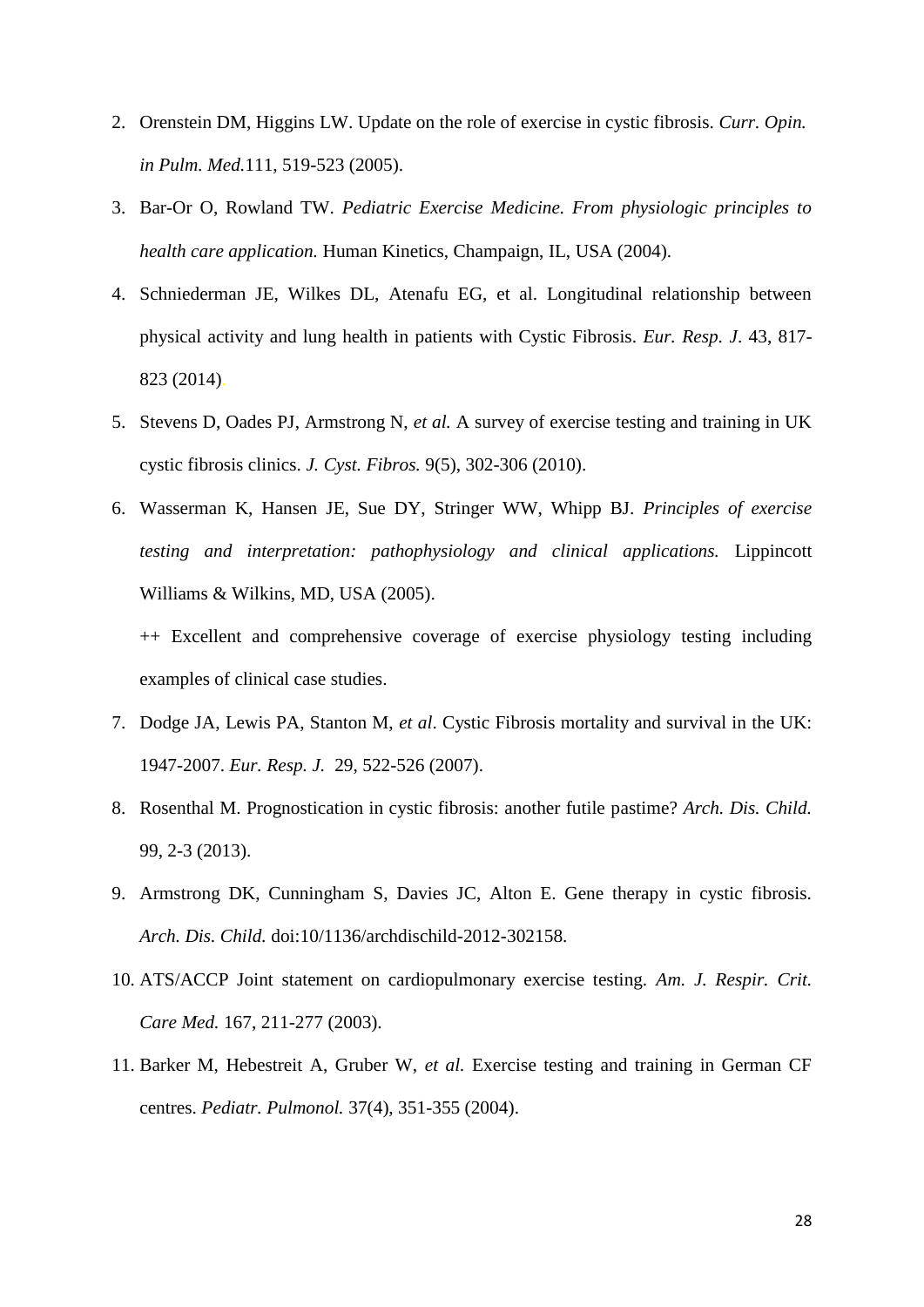2. Orenstein DM, Higgins LW. Update on the role of exercise in cystic fibrosis. *Curr. Opin. in Pulm. Med.*111, 519-523 (2005).
3. Bar-Or O, Rowland TW. *Pediatric Exercise Medicine. From physiologic principles to health care application.* Human Kinetics, Champaign, IL, USA (2004).
4. Schniederman JE, Wilkes DL, Atenafu EG, et al. Longitudinal relationship between physical activity and lung health in patients with Cystic Fibrosis. *Eur. Resp. J*. 43, 817-823 (2014).
5. Stevens D, Oades PJ, Armstrong N, *et al.* A survey of exercise testing and training in UK cystic fibrosis clinics. *J. Cyst. Fibros.* 9(5), 302-306 (2010).
6. Wasserman K, Hansen JE, Sue DY, Stringer WW, Whipp BJ. *Principles of exercise testing and interpretation: pathophysiology and clinical applications.* Lippincott Williams & Wilkins, MD, USA (2005).

   ++ Excellent and comprehensive coverage of exercise physiology testing including examples of clinical case studies.
7. Dodge JA, Lewis PA, Stanton M, *et al*. Cystic Fibrosis mortality and survival in the UK: 1947-2007. *Eur. Resp. J.* 29, 522-526 (2007).
8. Rosenthal M. Prognostication in cystic fibrosis: another futile pastime? *Arch. Dis. Child.* 99, 2-3 (2013).
9. Armstrong DK, Cunningham S, Davies JC, Alton E. Gene therapy in cystic fibrosis. *Arch. Dis. Child.* doi:10/1136/archdischild-2012-302158.
10. ATS/ACCP Joint statement on cardiopulmonary exercise testing. *Am. J. Respir. Crit. Care Med.* 167, 211-277 (2003).
11. Barker M, Hebestreit A, Gruber W, *et al.* Exercise testing and training in German CF centres. *Pediatr. Pulmonol.* 37(4), 351-355 (2004).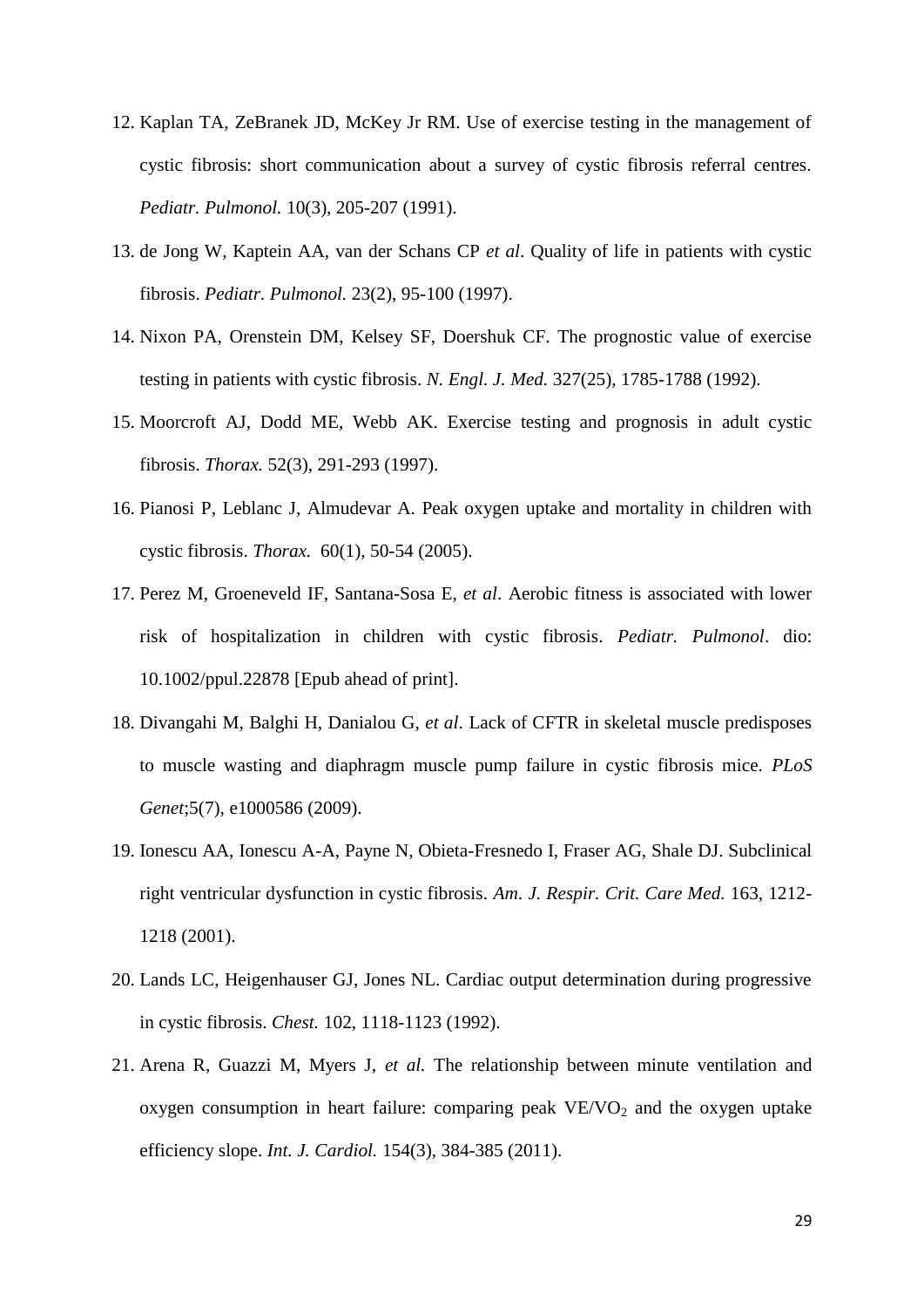12. Kaplan TA, ZeBranek JD, McKey Jr RM. Use of exercise testing in the management of cystic fibrosis: short communication about a survey of cystic fibrosis referral centres. *Pediatr. Pulmonol.* 10(3), 205-207 (1991).
13. de Jong W, Kaptein AA, van der Schans CP *et al*. Quality of life in patients with cystic fibrosis. *Pediatr. Pulmonol.* 23(2), 95-100 (1997).
14. Nixon PA, Orenstein DM, Kelsey SF, Doershuk CF. The prognostic value of exercise testing in patients with cystic fibrosis. *N. Engl. J. Med.* 327(25), 1785-1788 (1992).
15. Moorcroft AJ, Dodd ME, Webb AK. Exercise testing and prognosis in adult cystic fibrosis. *Thorax.* 52(3), 291-293 (1997).
16. Pianosi P, Leblanc J, Almudevar A. Peak oxygen uptake and mortality in children with cystic fibrosis. *Thorax.* 60(1), 50-54 (2005).
17. Perez M, Groeneveld IF, Santana-Sosa E, *et al*. Aerobic fitness is associated with lower risk of hospitalization in children with cystic fibrosis. *Pediatr. Pulmonol*. dio: 10.1002/ppul.22878 [Epub ahead of print].
18. Divangahi M, Balghi H, Danialou G, *et al*. Lack of CFTR in skeletal muscle predisposes to muscle wasting and diaphragm muscle pump failure in cystic fibrosis mice. *PLoS Genet*;5(7), e1000586 (2009).
19. Ionescu AA, Ionescu A-A, Payne N, Obieta-Fresnedo I, Fraser AG, Shale DJ. Subclinical right ventricular dysfunction in cystic fibrosis. *Am. J. Respir. Crit. Care Med.* 163, 1212-1218 (2001).
20. Lands LC, Heigenhauser GJ, Jones NL. Cardiac output determination during progressive in cystic fibrosis. *Chest.* 102, 1118-1123 (1992).
21. Arena R, Guazzi M, Myers J, *et al.* The relationship between minute ventilation and oxygen consumption in heart failure: comparing peak $VE/VO_2$ and the oxygen uptake efficiency slope. *Int. J. Cardiol.* 154(3), 384-385 (2011).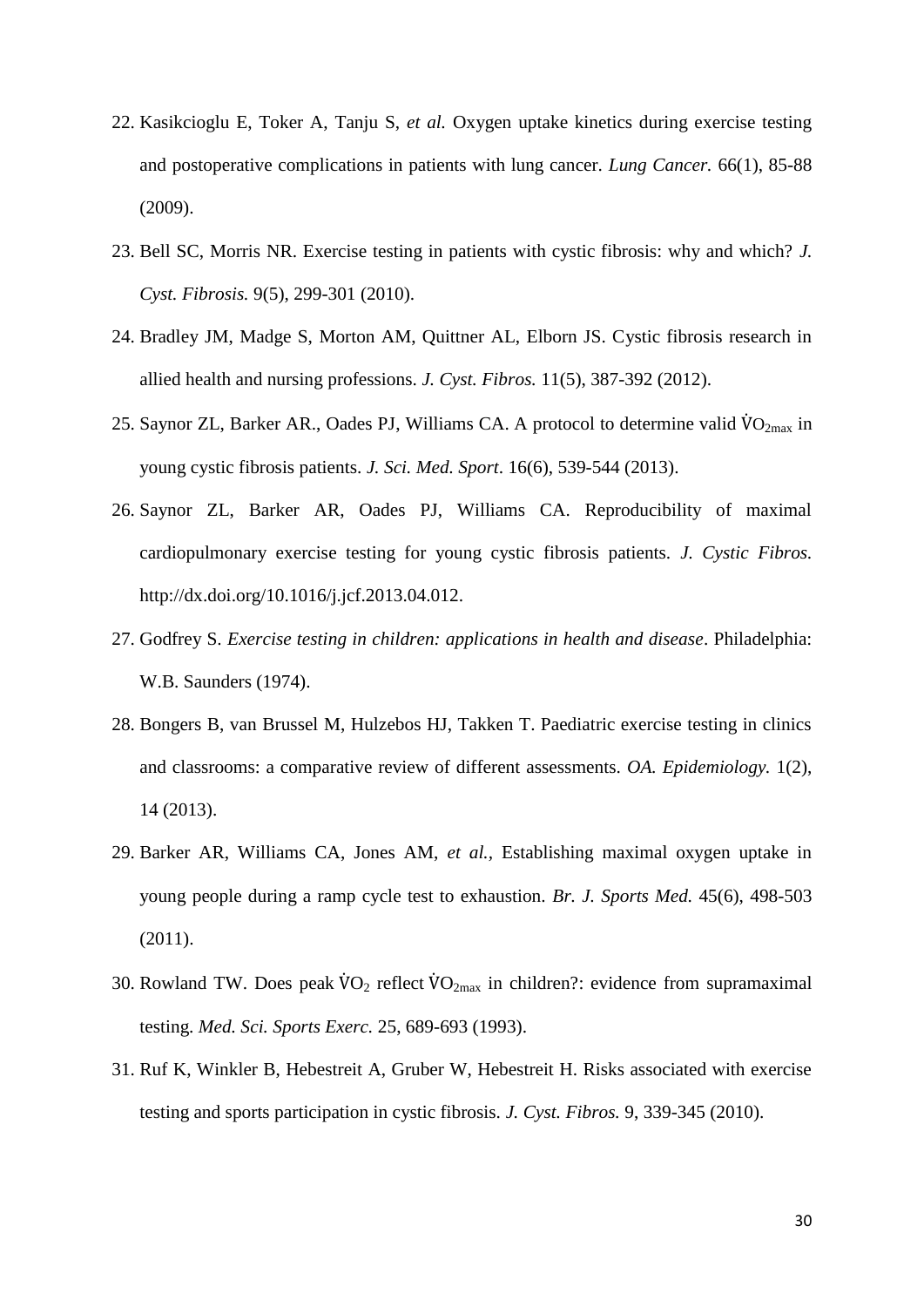22. Kasikcioglu E, Toker A, Tanju S, *et al.* Oxygen uptake kinetics during exercise testing and postoperative complications in patients with lung cancer. *Lung Cancer.* 66(1), 85-88 (2009).

23. Bell SC, Morris NR. Exercise testing in patients with cystic fibrosis: why and which? *J. Cyst. Fibrosis.* 9(5), 299-301 (2010).

24. Bradley JM, Madge S, Morton AM, Quittner AL, Elborn JS. Cystic fibrosis research in allied health and nursing professions. *J. Cyst. Fibros.* 11(5), 387-392 (2012).

25. Saynor ZL, Barker AR., Oades PJ, Williams CA. A protocol to determine valid $\dot{V}O_{2max}$ in young cystic fibrosis patients. *J. Sci. Med. Sport*. 16(6), 539-544 (2013).

26. Saynor ZL, Barker AR, Oades PJ, Williams CA. Reproducibility of maximal cardiopulmonary exercise testing for young cystic fibrosis patients. *J. Cystic Fibros.* http://dx.doi.org/10.1016/j.jcf.2013.04.012.

27. Godfrey S. *Exercise testing in children: applications in health and disease*. Philadelphia: W.B. Saunders (1974).

28. Bongers B, van Brussel M, Hulzebos HJ, Takken T. Paediatric exercise testing in clinics and classrooms: a comparative review of different assessments. *OA. Epidemiology.* 1(2), 14 (2013).

29. Barker AR, Williams CA, Jones AM, *et al.*, Establishing maximal oxygen uptake in young people during a ramp cycle test to exhaustion. *Br. J. Sports Med.* 45(6), 498-503 (2011).

30. Rowland TW. Does peak $\dot{V}O_2$ reflect $\dot{V}O_{2max}$ in children?: evidence from supramaximal testing. *Med. Sci. Sports Exerc.* 25, 689-693 (1993).

31. Ruf K, Winkler B, Hebestreit A, Gruber W, Hebestreit H. Risks associated with exercise testing and sports participation in cystic fibrosis. *J. Cyst. Fibros.* 9, 339-345 (2010).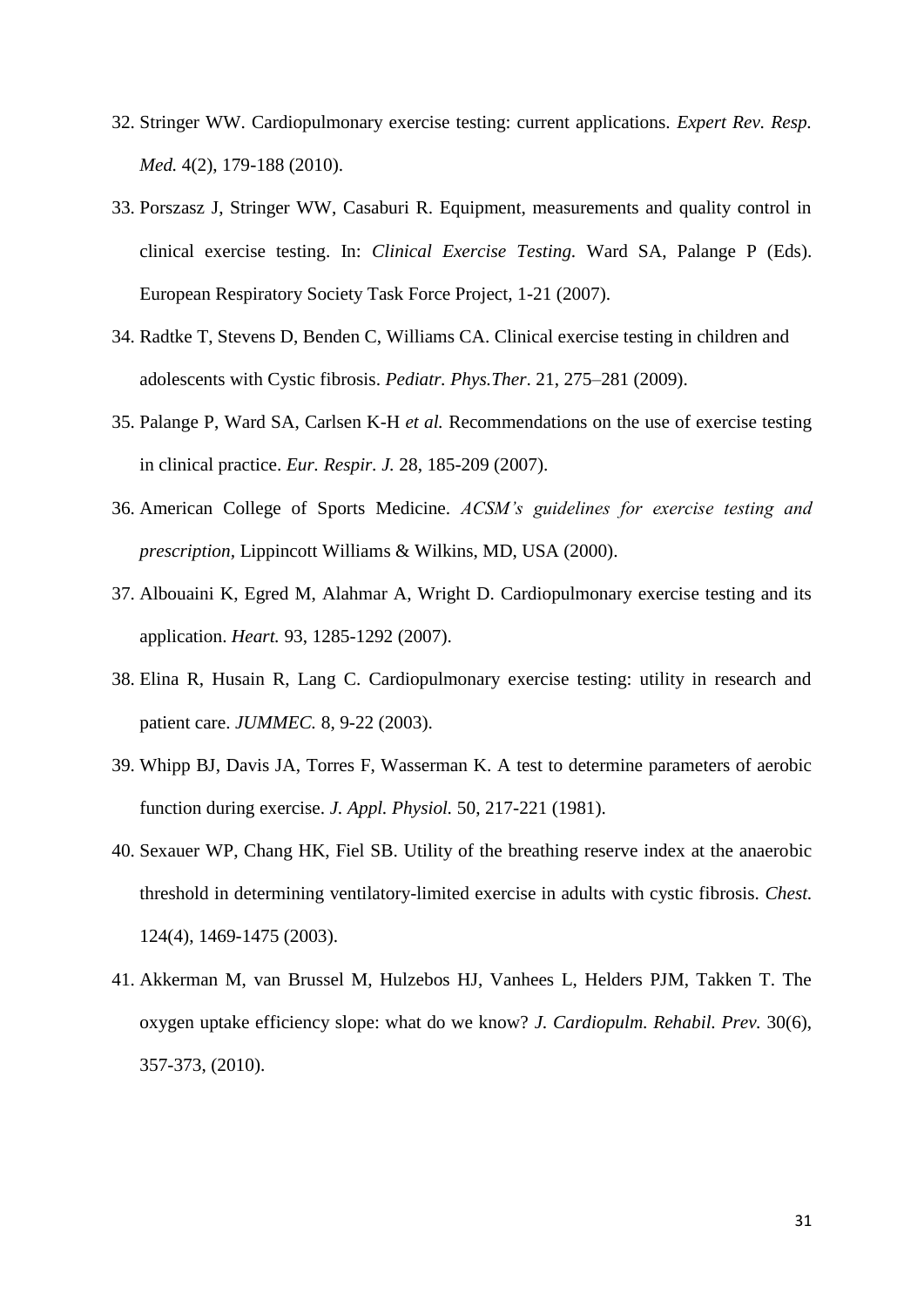32. Stringer WW. Cardiopulmonary exercise testing: current applications. *Expert Rev. Resp. Med.* 4(2), 179-188 (2010).
33. Porszasz J, Stringer WW, Casaburi R. Equipment, measurements and quality control in clinical exercise testing. In: *Clinical Exercise Testing.* Ward SA, Palange P (Eds). European Respiratory Society Task Force Project, 1-21 (2007).
34. Radtke T, Stevens D, Benden C, Williams CA. Clinical exercise testing in children and adolescents with Cystic fibrosis. *Pediatr. Phys.Ther.* 21, 275–281 (2009).
35. Palange P, Ward SA, Carlsen K-H *et al.* Recommendations on the use of exercise testing in clinical practice. *Eur. Respir. J.* 28, 185-209 (2007).
36. American College of Sports Medicine. *ACSM's guidelines for exercise testing and prescription*, Lippincott Williams & Wilkins, MD, USA (2000).
37. Albouaini K, Egred M, Alahmar A, Wright D. Cardiopulmonary exercise testing and its application. *Heart.* 93, 1285-1292 (2007).
38. Elina R, Husain R, Lang C. Cardiopulmonary exercise testing: utility in research and patient care. *JUMMEC.* 8, 9-22 (2003).
39. Whipp BJ, Davis JA, Torres F, Wasserman K. A test to determine parameters of aerobic function during exercise. *J. Appl. Physiol.* 50, 217-221 (1981).
40. Sexauer WP, Chang HK, Fiel SB. Utility of the breathing reserve index at the anaerobic threshold in determining ventilatory-limited exercise in adults with cystic fibrosis. *Chest.* 124(4), 1469-1475 (2003).
41. Akkerman M, van Brussel M, Hulzebos HJ, Vanhees L, Helders PJM, Takken T. The oxygen uptake efficiency slope: what do we know? *J. Cardiopulm. Rehabil. Prev.* 30(6), 357-373, (2010).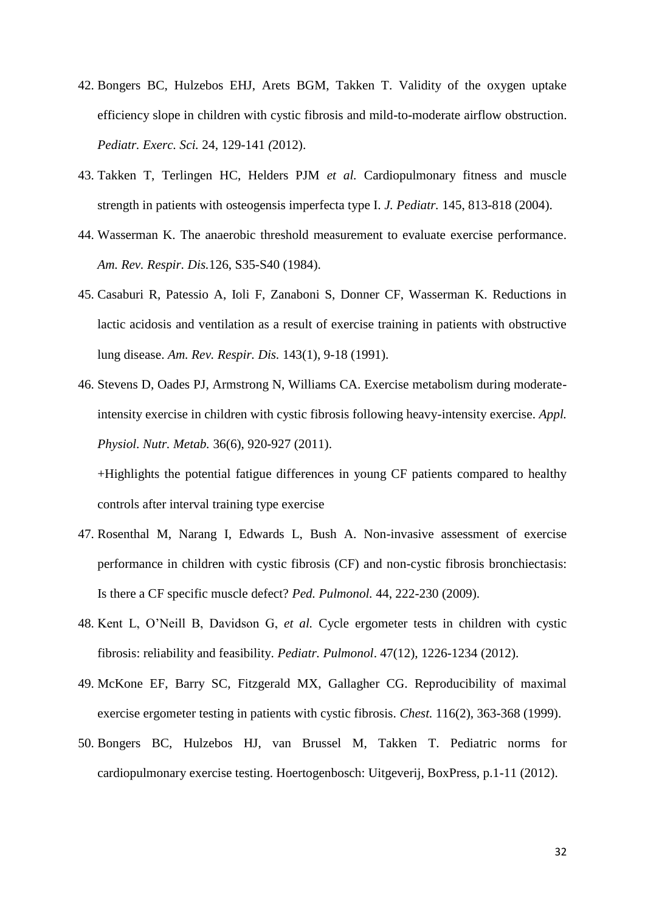42. Bongers BC, Hulzebos EHJ, Arets BGM, Takken T. Validity of the oxygen uptake efficiency slope in children with cystic fibrosis and mild-to-moderate airflow obstruction. *Pediatr. Exerc. Sci.* 24, 129-141 *(*2012).
43. Takken T, Terlingen HC, Helders PJM *et al.* Cardiopulmonary fitness and muscle strength in patients with osteogensis imperfecta type I. *J. Pediatr.* 145, 813-818 (2004).
44. Wasserman K. The anaerobic threshold measurement to evaluate exercise performance. *Am. Rev. Respir. Dis.*126, S35-S40 (1984).
45. Casaburi R, Patessio A, Ioli F, Zanaboni S, Donner CF, Wasserman K. Reductions in lactic acidosis and ventilation as a result of exercise training in patients with obstructive lung disease. *Am. Rev. Respir. Dis.* 143(1), 9-18 (1991).
46. Stevens D, Oades PJ, Armstrong N, Williams CA. Exercise metabolism during moderate-intensity exercise in children with cystic fibrosis following heavy-intensity exercise. *Appl. Physiol. Nutr. Metab.* 36(6), 920-927 (2011).

    +Highlights the potential fatigue differences in young CF patients compared to healthy controls after interval training type exercise
47. Rosenthal M, Narang I, Edwards L, Bush A. Non-invasive assessment of exercise performance in children with cystic fibrosis (CF) and non-cystic fibrosis bronchiectasis: Is there a CF specific muscle defect? *Ped. Pulmonol.* 44, 222-230 (2009).
48. Kent L, O'Neill B, Davidson G, *et al.* Cycle ergometer tests in children with cystic fibrosis: reliability and feasibility. *Pediatr. Pulmonol*. 47(12), 1226-1234 (2012).
49. McKone EF, Barry SC, Fitzgerald MX, Gallagher CG. Reproducibility of maximal exercise ergometer testing in patients with cystic fibrosis. *Chest.* 116(2), 363-368 (1999).
50. Bongers BC, Hulzebos HJ, van Brussel M, Takken T. Pediatric norms for cardiopulmonary exercise testing. Hoertogenbosch: Uitgeverij, BoxPress, p.1-11 (2012).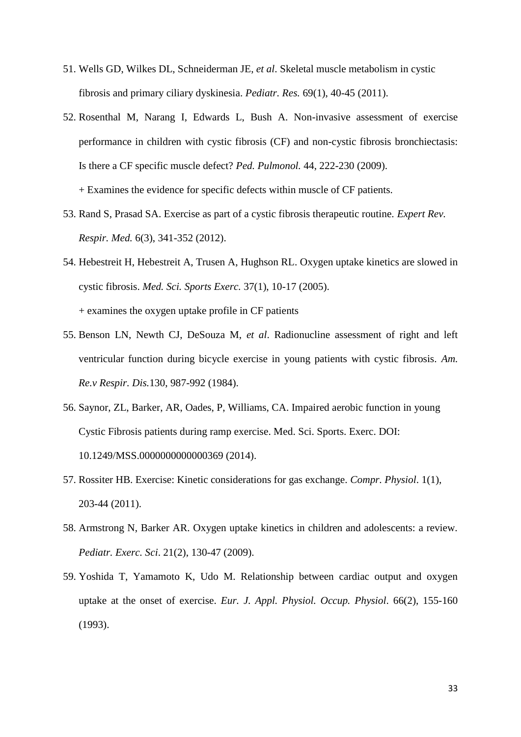51. Wells GD, Wilkes DL, Schneiderman JE, *et al*. Skeletal muscle metabolism in cystic fibrosis and primary ciliary dyskinesia. *Pediatr. Res.* 69(1), 40-45 (2011).
52. Rosenthal M, Narang I, Edwards L, Bush A. Non-invasive assessment of exercise performance in children with cystic fibrosis (CF) and non-cystic fibrosis bronchiectasis: Is there a CF specific muscle defect? *Ped. Pulmonol.* 44, 222-230 (2009).

    + Examines the evidence for specific defects within muscle of CF patients.
53. Rand S, Prasad SA. Exercise as part of a cystic fibrosis therapeutic routine. *Expert Rev. Respir. Med.* 6(3), 341-352 (2012).
54. Hebestreit H, Hebestreit A, Trusen A, Hughson RL. Oxygen uptake kinetics are slowed in cystic fibrosis. *Med. Sci. Sports Exerc.* 37(1), 10-17 (2005).

    + examines the oxygen uptake profile in CF patients
55. Benson LN, Newth CJ, DeSouza M, *et al*. Radionucline assessment of right and left ventricular function during bicycle exercise in young patients with cystic fibrosis. *Am. Re.v Respir. Dis.*130, 987-992 (1984).
56. Saynor, ZL, Barker, AR, Oades, P, Williams, CA. Impaired aerobic function in young Cystic Fibrosis patients during ramp exercise. Med. Sci. Sports. Exerc. DOI: 10.1249/MSS.0000000000000369 (2014).
57. Rossiter HB. Exercise: Kinetic considerations for gas exchange. *Compr. Physiol*. 1(1), 203-44 (2011).
58. Armstrong N, Barker AR. Oxygen uptake kinetics in children and adolescents: a review. *Pediatr. Exerc. Sci*. 21(2), 130-47 (2009).
59. Yoshida T, Yamamoto K, Udo M. Relationship between cardiac output and oxygen uptake at the onset of exercise. *Eur. J. Appl. Physiol. Occup. Physiol*. 66(2), 155-160 (1993).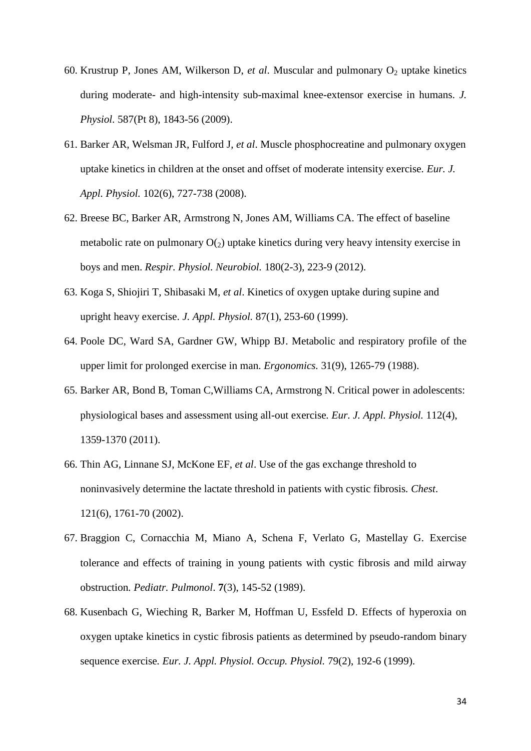60. Krustrup P, Jones AM, Wilkerson D, *et al*. Muscular and pulmonary $O_2$ uptake kinetics during moderate- and high-intensity sub-maximal knee-extensor exercise in humans. *J. Physiol.* 587(Pt 8), 1843-56 (2009).

61. Barker AR, Welsman JR, Fulford J, *et al*. Muscle phosphocreatine and pulmonary oxygen uptake kinetics in children at the onset and offset of moderate intensity exercise. *Eur. J. Appl. Physiol.* 102(6), 727-738 (2008).

62. Breese BC, Barker AR, Armstrong N, Jones AM, Williams CA. The effect of baseline metabolic rate on pulmonary $O_{(2)}$ uptake kinetics during very heavy intensity exercise in boys and men. *Respir. Physiol. Neurobiol.* 180(2-3), 223-9 (2012).

63. Koga S, Shiojiri T, Shibasaki M, *et al*. Kinetics of oxygen uptake during supine and upright heavy exercise. *J. Appl. Physiol.* 87(1), 253-60 (1999).

64. Poole DC, Ward SA, Gardner GW, Whipp BJ. Metabolic and respiratory profile of the upper limit for prolonged exercise in man. *Ergonomics.* 31(9), 1265-79 (1988).

65. Barker AR, Bond B, Toman C,Williams CA, Armstrong N. Critical power in adolescents: physiological bases and assessment using all-out exercise. *Eur. J. Appl. Physiol.* 112(4), 1359-1370 (2011).

66. Thin AG, Linnane SJ, McKone EF, *et al*. Use of the gas exchange threshold to noninvasively determine the lactate threshold in patients with cystic fibrosis. *Chest*. 121(6), 1761-70 (2002).

67. Braggion C, Cornacchia M, Miano A, Schena F, Verlato G, Mastellay G. Exercise tolerance and effects of training in young patients with cystic fibrosis and mild airway obstruction. *Pediatr. Pulmonol*. **7**(3), 145-52 (1989).

68. Kusenbach G, Wieching R, Barker M, Hoffman U, Essfeld D. Effects of hyperoxia on oxygen uptake kinetics in cystic fibrosis patients as determined by pseudo-random binary sequence exercise. *Eur. J. Appl. Physiol. Occup. Physiol.* 79(2), 192-6 (1999).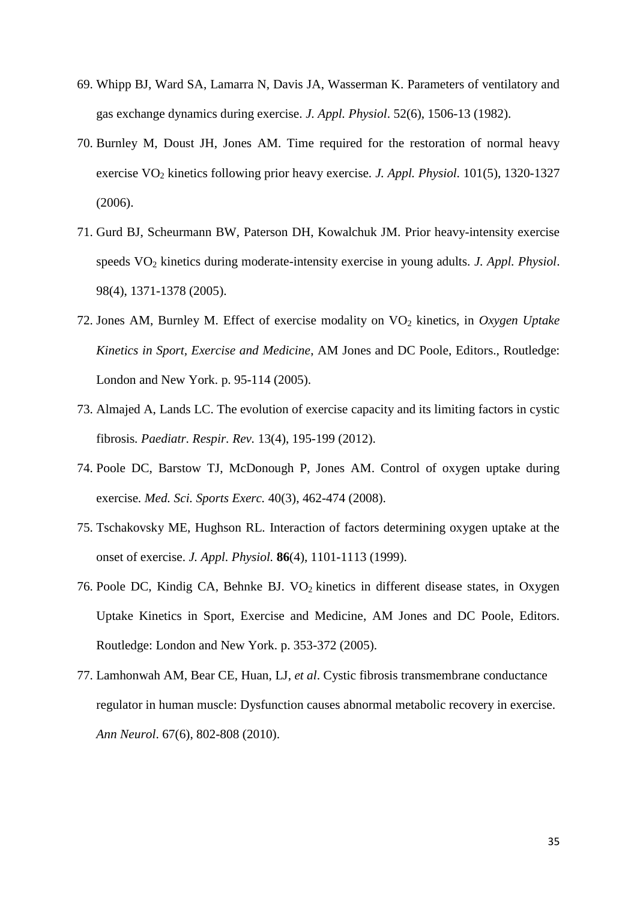69. Whipp BJ, Ward SA, Lamarra N, Davis JA, Wasserman K. Parameters of ventilatory and gas exchange dynamics during exercise. *J. Appl. Physiol*. 52(6), 1506-13 (1982).
70. Burnley M, Doust JH, Jones AM. Time required for the restoration of normal heavy exercise $VO_2$ kinetics following prior heavy exercise. *J. Appl. Physiol.* 101(5), 1320-1327 (2006).
71. Gurd BJ, Scheurmann BW, Paterson DH, Kowalchuk JM. Prior heavy-intensity exercise speeds $VO_2$ kinetics during moderate-intensity exercise in young adults. *J. Appl. Physiol*. 98(4), 1371-1378 (2005).
72. Jones AM, Burnley M. Effect of exercise modality on $VO_2$ kinetics, in *Oxygen Uptake Kinetics in Sport, Exercise and Medicine*, AM Jones and DC Poole, Editors., Routledge: London and New York. p. 95-114 (2005).
73. Almajed A, Lands LC. The evolution of exercise capacity and its limiting factors in cystic fibrosis. *Paediatr. Respir. Rev.* 13(4), 195-199 (2012).
74. Poole DC, Barstow TJ, McDonough P, Jones AM. Control of oxygen uptake during exercise. *Med. Sci. Sports Exerc.* 40(3), 462-474 (2008).
75. Tschakovsky ME, Hughson RL. Interaction of factors determining oxygen uptake at the onset of exercise. *J. Appl. Physiol.* **86**(4), 1101-1113 (1999).
76. Poole DC, Kindig CA, Behnke BJ. $VO_2$ kinetics in different disease states, in Oxygen Uptake Kinetics in Sport, Exercise and Medicine, AM Jones and DC Poole, Editors. Routledge: London and New York. p. 353-372 (2005).
77. Lamhonwah AM, Bear CE, Huan, LJ, *et al*. Cystic fibrosis transmembrane conductance regulator in human muscle: Dysfunction causes abnormal metabolic recovery in exercise. *Ann Neurol*. 67(6), 802-808 (2010).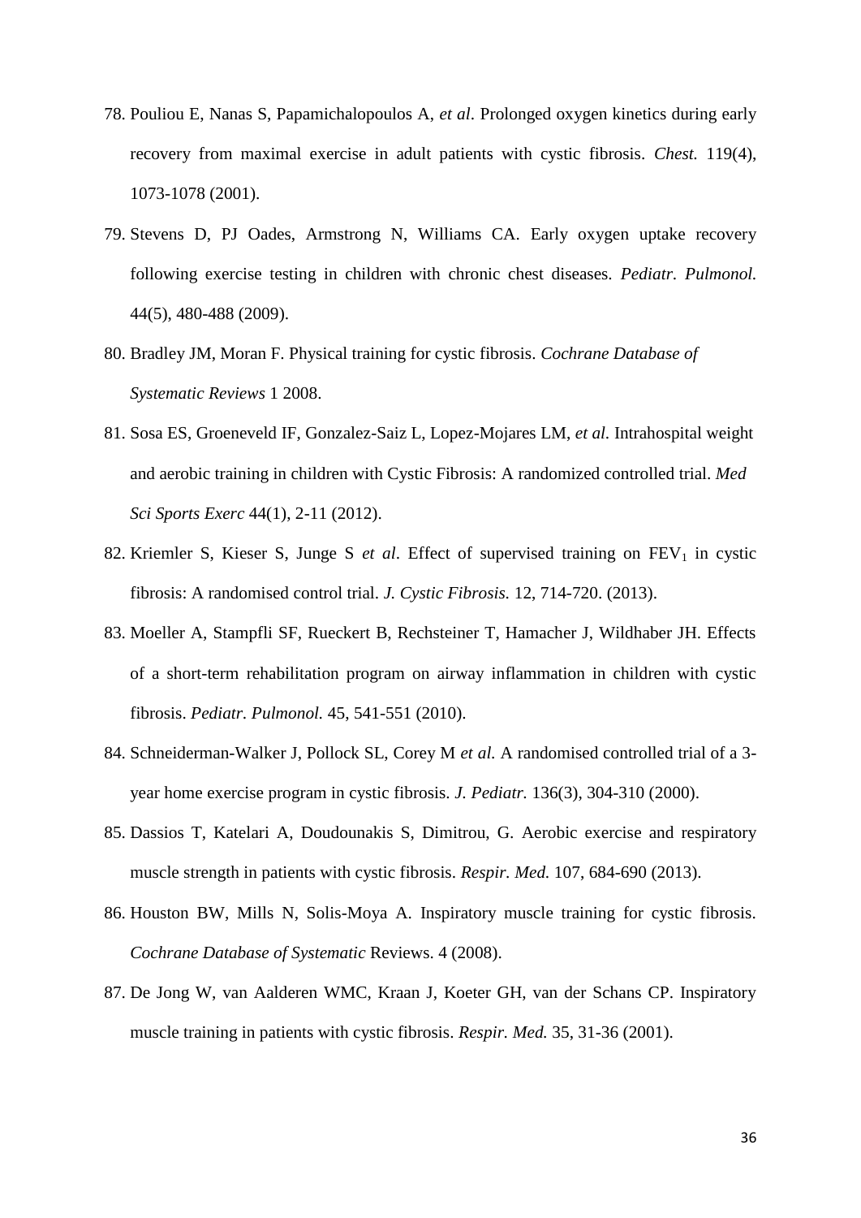78. Pouliou E, Nanas S, Papamichalopoulos A, *et al*. Prolonged oxygen kinetics during early recovery from maximal exercise in adult patients with cystic fibrosis. *Chest.* 119(4), 1073-1078 (2001).

79. Stevens D, PJ Oades, Armstrong N, Williams CA. Early oxygen uptake recovery following exercise testing in children with chronic chest diseases. *Pediatr. Pulmonol.* 44(5), 480-488 (2009).

80. Bradley JM, Moran F. Physical training for cystic fibrosis. *Cochrane Database of Systematic Reviews* 1 2008.

81. Sosa ES, Groeneveld IF, Gonzalez-Saiz L, Lopez-Mojares LM, *et al.* Intrahospital weight and aerobic training in children with Cystic Fibrosis: A randomized controlled trial. *Med Sci Sports Exerc* 44(1), 2-11 (2012).

82. Kriemler S, Kieser S, Junge S *et al*. Effect of supervised training on $FEV_1$ in cystic fibrosis: A randomised control trial. *J. Cystic Fibrosis.* 12, 714-720. (2013).

83. Moeller A, Stampfli SF, Rueckert B, Rechsteiner T, Hamacher J, Wildhaber JH. Effects of a short-term rehabilitation program on airway inflammation in children with cystic fibrosis. *Pediatr. Pulmonol.* 45, 541-551 (2010).

84. Schneiderman-Walker J, Pollock SL, Corey M *et al.* A randomised controlled trial of a 3-year home exercise program in cystic fibrosis. *J. Pediatr.* 136(3), 304-310 (2000).

85. Dassios T, Katelari A, Doudounakis S, Dimitrou, G. Aerobic exercise and respiratory muscle strength in patients with cystic fibrosis. *Respir. Med.* 107, 684-690 (2013).

86. Houston BW, Mills N, Solis-Moya A. Inspiratory muscle training for cystic fibrosis. *Cochrane Database of Systematic* Reviews. 4 (2008).

87. De Jong W, van Aalderen WMC, Kraan J, Koeter GH, van der Schans CP. Inspiratory muscle training in patients with cystic fibrosis. *Respir. Med.* 35, 31-36 (2001).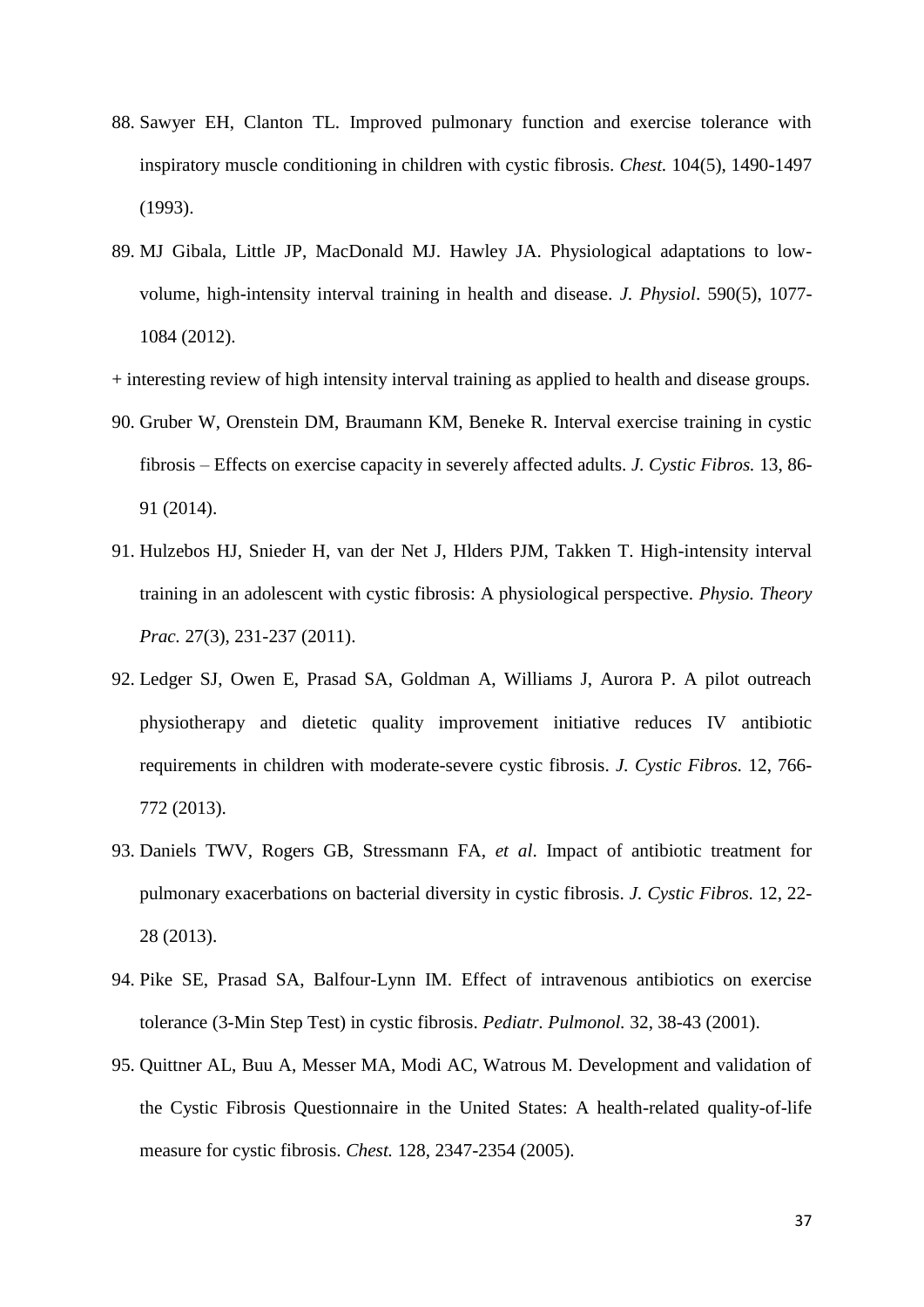88. Sawyer EH, Clanton TL. Improved pulmonary function and exercise tolerance with inspiratory muscle conditioning in children with cystic fibrosis. *Chest.* 104(5), 1490-1497 (1993).
89. MJ Gibala, Little JP, MacDonald MJ. Hawley JA. Physiological adaptations to low-volume, high-intensity interval training in health and disease. *J. Physiol*. 590(5), 1077-1084 (2012).

+ interesting review of high intensity interval training as applied to health and disease groups.

90. Gruber W, Orenstein DM, Braumann KM, Beneke R. Interval exercise training in cystic fibrosis – Effects on exercise capacity in severely affected adults. *J. Cystic Fibros.* 13, 86-91 (2014).
91. Hulzebos HJ, Snieder H, van der Net J, Hlders PJM, Takken T. High-intensity interval training in an adolescent with cystic fibrosis: A physiological perspective. *Physio. Theory Prac.* 27(3), 231-237 (2011).
92. Ledger SJ, Owen E, Prasad SA, Goldman A, Williams J, Aurora P. A pilot outreach physiotherapy and dietetic quality improvement initiative reduces IV antibiotic requirements in children with moderate-severe cystic fibrosis. *J. Cystic Fibros.* 12, 766-772 (2013).
93. Daniels TWV, Rogers GB, Stressmann FA, *et al*. Impact of antibiotic treatment for pulmonary exacerbations on bacterial diversity in cystic fibrosis. *J. Cystic Fibros.* 12, 22-28 (2013).
94. Pike SE, Prasad SA, Balfour-Lynn IM. Effect of intravenous antibiotics on exercise tolerance (3-Min Step Test) in cystic fibrosis. *Pediatr. Pulmonol.* 32, 38-43 (2001).
95. Quittner AL, Buu A, Messer MA, Modi AC, Watrous M. Development and validation of the Cystic Fibrosis Questionnaire in the United States: A health-related quality-of-life measure for cystic fibrosis. *Chest.* 128, 2347-2354 (2005).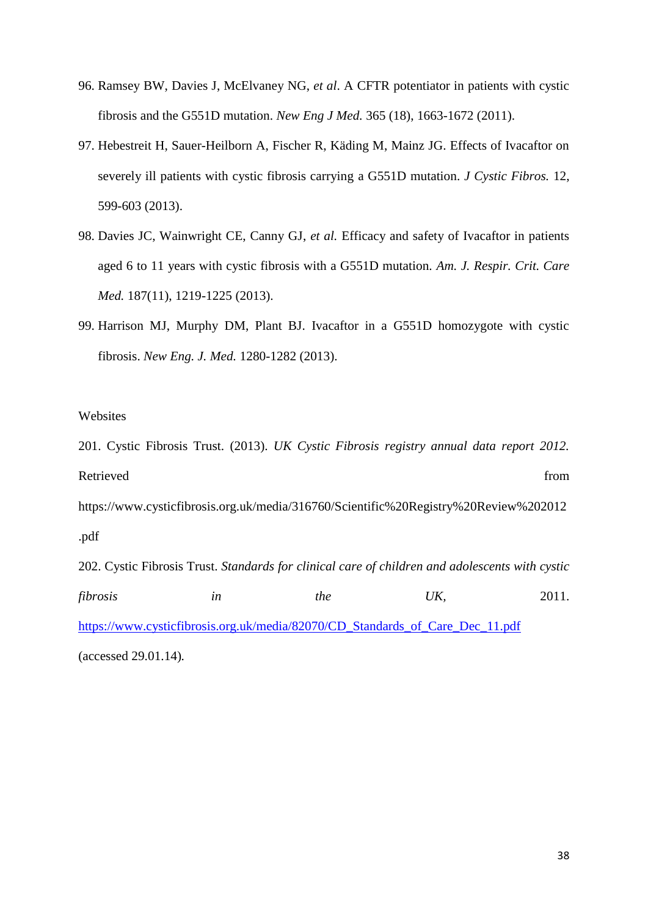96. Ramsey BW, Davies J, McElvaney NG, *et al*. A CFTR potentiator in patients with cystic fibrosis and the G551D mutation. *New Eng J Med.* 365 (18), 1663-1672 (2011).

97. Hebestreit H, Sauer-Heilborn A, Fischer R, Käding M, Mainz JG. Effects of Ivacaftor on severely ill patients with cystic fibrosis carrying a G551D mutation. *J Cystic Fibros.* 12, 599-603 (2013).

98. Davies JC, Wainwright CE, Canny GJ, *et al.* Efficacy and safety of Ivacaftor in patients aged 6 to 11 years with cystic fibrosis with a G551D mutation. *Am. J. Respir. Crit. Care Med.* 187(11), 1219-1225 (2013).

99. Harrison MJ, Murphy DM, Plant BJ. Ivacaftor in a G551D homozygote with cystic fibrosis. *New Eng. J. Med.* 1280-1282 (2013).

Websites

201. Cystic Fibrosis Trust. (2013). *UK Cystic Fibrosis registry annual data report 2012.* Retrieved from https://www.cysticfibrosis.org.uk/media/316760/Scientific%20Registry%20Review%202012.pdf

202. Cystic Fibrosis Trust. *Standards for clinical care of children and adolescents with cystic fibrosis in the UK,* 2011. https://www.cysticfibrosis.org.uk/media/82070/CD_Standards_of_Care_Dec_11.pdf (accessed 29.01.14).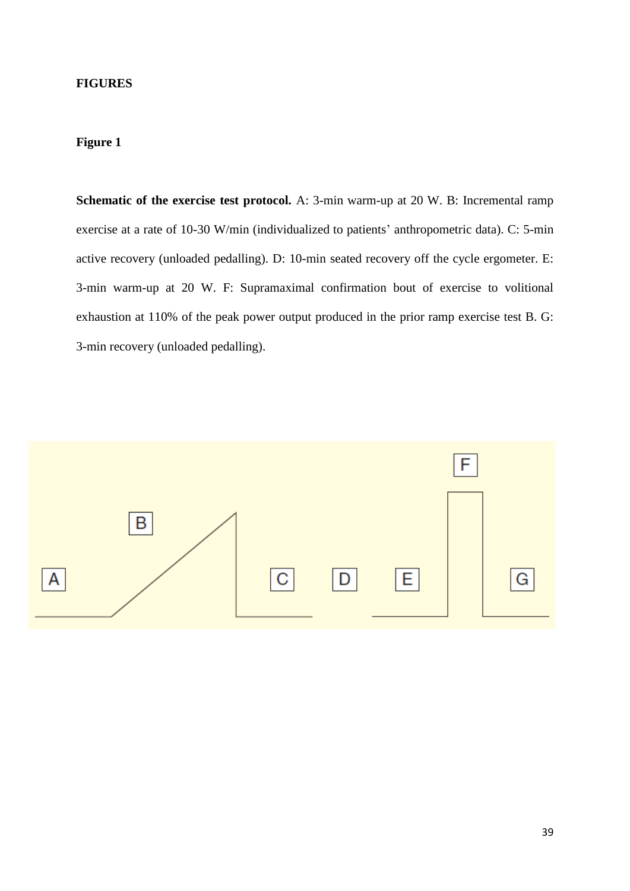## FIGURES

### Figure 1

**Schematic of the exercise test protocol.** A: 3-min warm-up at 20 W. B: Incremental ramp exercise at a rate of 10-30 W/min (individualized to patients' anthropometric data). C: 5-min active recovery (unloaded pedalling). D: 10-min seated recovery off the cycle ergometer. E: 3-min warm-up at 20 W. F: Supramaximal confirmation bout of exercise to volitional exhaustion at 110% of the peak power output produced in the prior ramp exercise test B. G: 3-min recovery (unloaded pedalling).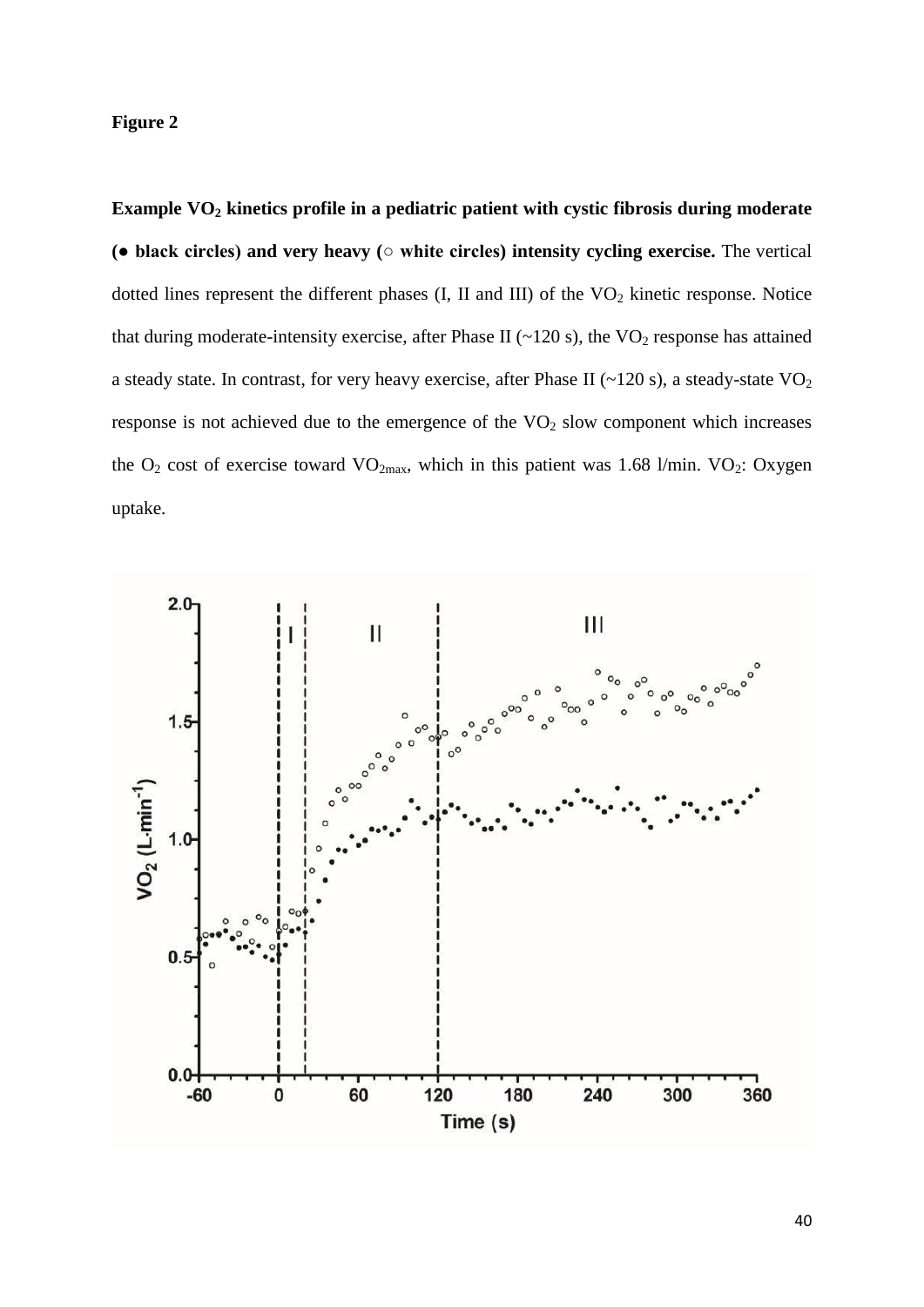**Figure 2**

**Example $VO_2$ kinetics profile in a pediatric patient with cystic fibrosis during moderate (● black circles) and very heavy (○ white circles) intensity cycling exercise.** The vertical dotted lines represent the different phases (I, II and III) of the $VO_2$ kinetic response. Notice that during moderate-intensity exercise, after Phase II (~120 s), the $VO_2$ response has attained a steady state. In contrast, for very heavy exercise, after Phase II (~120 s), a steady-state $VO_2$ response is not achieved due to the emergence of the $VO_2$ slow component which increases the $O_2$ cost of exercise toward $VO_{2max}$, which in this patient was 1.68 l/min. $VO_2$: Oxygen uptake.

I
II
III
2.0
1.5
1.0
0.5
0.0
$VO_2$ (L·min$^{-1}$)
-60
0
60
120
180
240
300
360
Time (s)